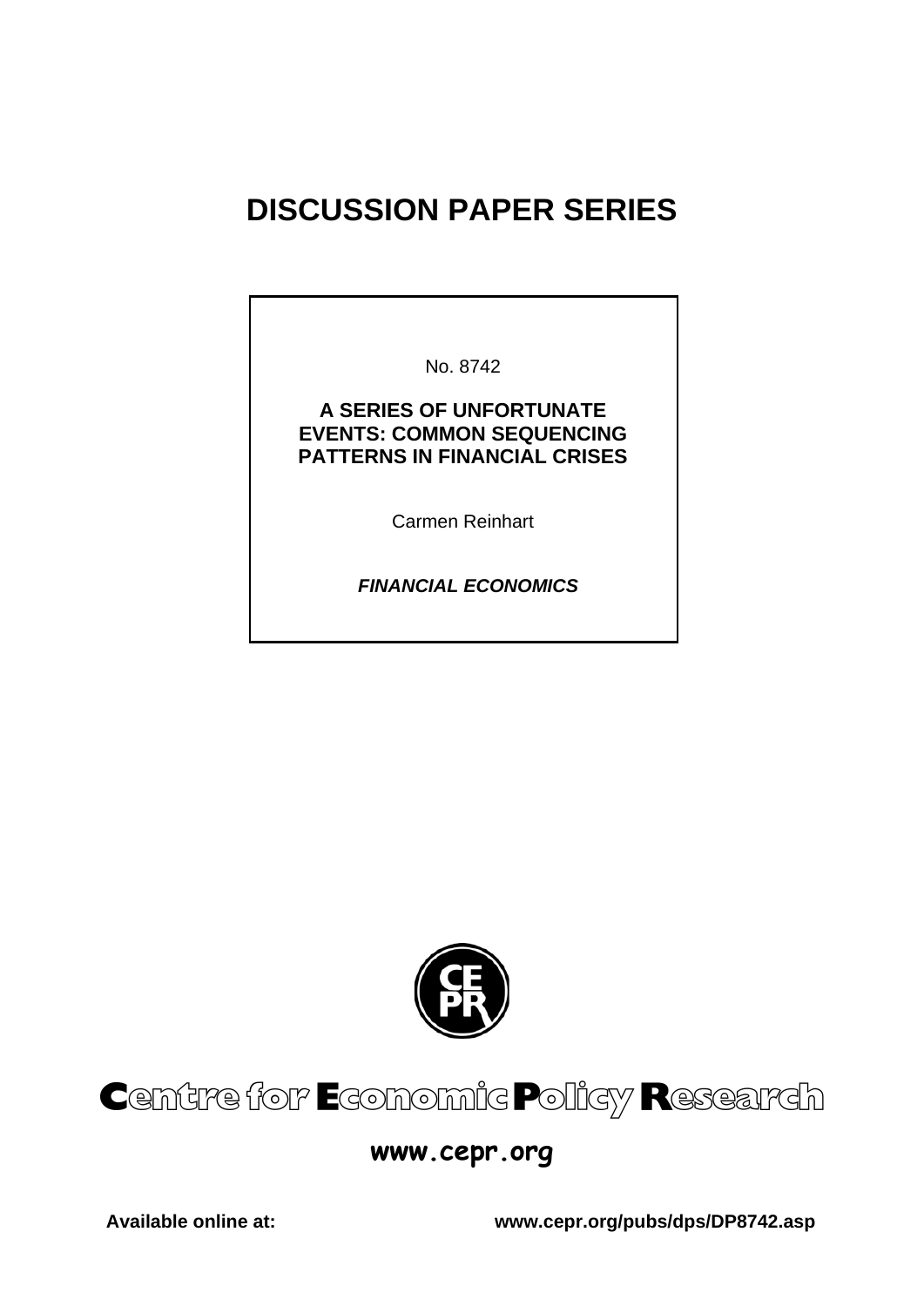# DISCUSSION PAPER SERIES

No. 8742

**A SERIES OF UNFORTUNATE EVENTS: COMMON SEQUENCING PATTERNS IN FINANCIAL CRISES**

Carmen Reinhart

***FINANCIAL ECONOMICS***

**Centre for Economic Policy Research**

**www.cepr.org**

**Available online at:** **www.cepr.org/pubs/dps/DP8742.asp**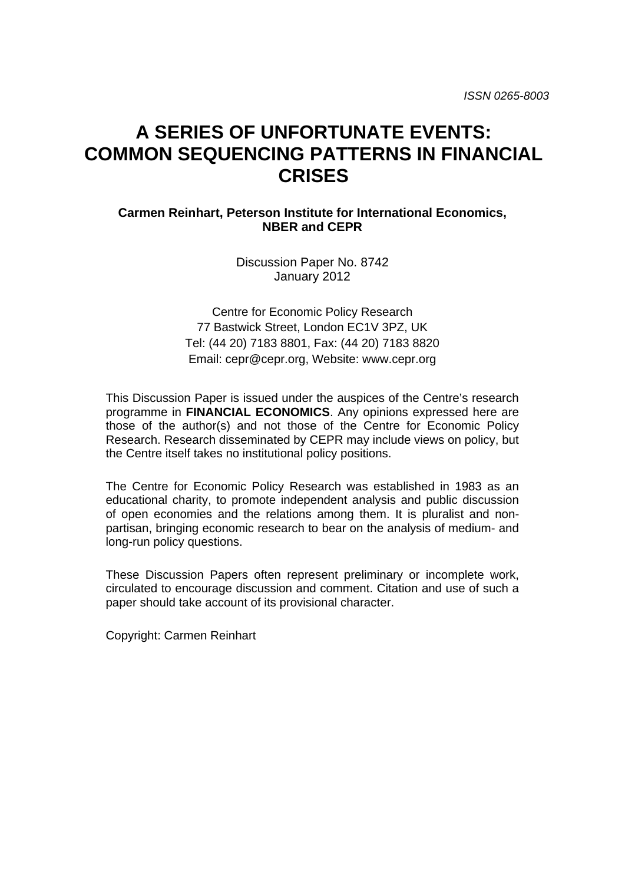*ISSN 0265-8003*

# A SERIES OF UNFORTUNATE EVENTS: COMMON SEQUENCING PATTERNS IN FINANCIAL CRISES

**Carmen Reinhart, Peterson Institute for International Economics, NBER and CEPR**

Discussion Paper No. 8742
January 2012

Centre for Economic Policy Research
77 Bastwick Street, London EC1V 3PZ, UK
Tel: (44 20) 7183 8801, Fax: (44 20) 7183 8820
Email: cepr@cepr.org, Website: www.cepr.org

This Discussion Paper is issued under the auspices of the Centre's research programme in **FINANCIAL ECONOMICS**. Any opinions expressed here are those of the author(s) and not those of the Centre for Economic Policy Research. Research disseminated by CEPR may include views on policy, but the Centre itself takes no institutional policy positions.

The Centre for Economic Policy Research was established in 1983 as an educational charity, to promote independent analysis and public discussion of open economies and the relations among them. It is pluralist and non-partisan, bringing economic research to bear on the analysis of medium- and long-run policy questions.

These Discussion Papers often represent preliminary or incomplete work, circulated to encourage discussion and comment. Citation and use of such a paper should take account of its provisional character.

Copyright: Carmen Reinhart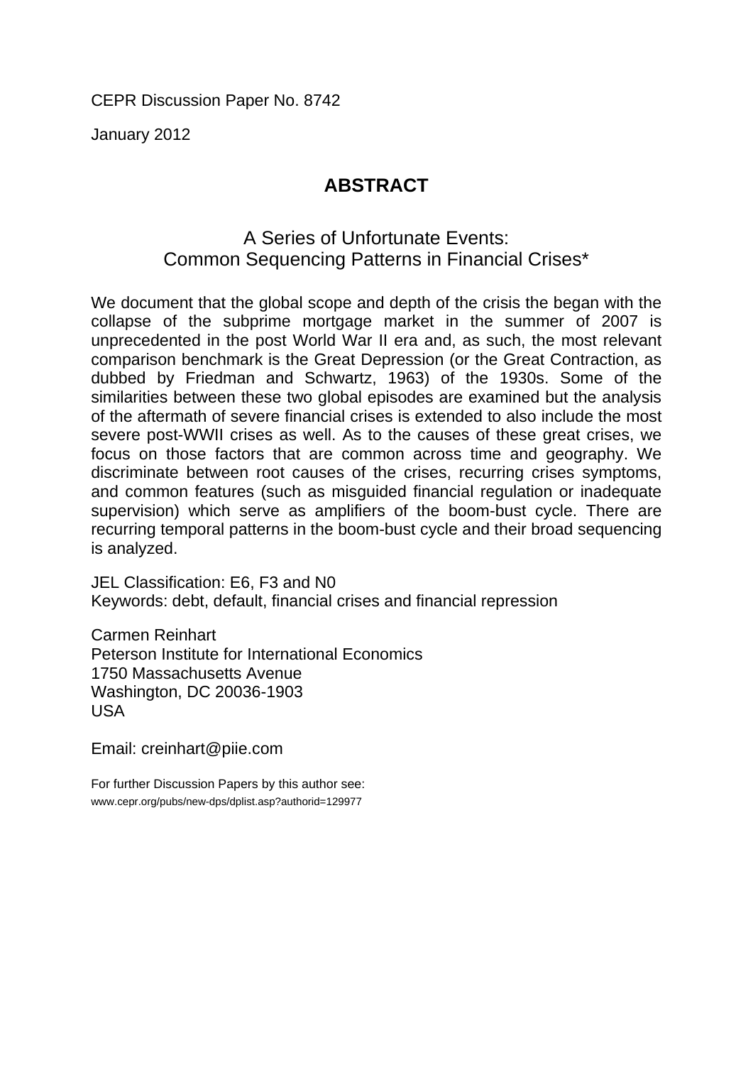CEPR Discussion Paper No. 8742

January 2012

## ABSTRACT

### A Series of Unfortunate Events: Common Sequencing Patterns in Financial Crises*

We document that the global scope and depth of the crisis the began with the collapse of the subprime mortgage market in the summer of 2007 is unprecedented in the post World War II era and, as such, the most relevant comparison benchmark is the Great Depression (or the Great Contraction, as dubbed by Friedman and Schwartz, 1963) of the 1930s. Some of the similarities between these two global episodes are examined but the analysis of the aftermath of severe financial crises is extended to also include the most severe post-WWII crises as well. As to the causes of these great crises, we focus on those factors that are common across time and geography. We discriminate between root causes of the crises, recurring crises symptoms, and common features (such as misguided financial regulation or inadequate supervision) which serve as amplifiers of the boom-bust cycle. There are recurring temporal patterns in the boom-bust cycle and their broad sequencing is analyzed.

JEL Classification: E6, F3 and N0
Keywords: debt, default, financial crises and financial repression

Carmen Reinhart
Peterson Institute for International Economics
1750 Massachusetts Avenue
Washington, DC 20036-1903
USA

Email: creinhart@piie.com

For further Discussion Papers by this author see:
www.cepr.org/pubs/new-dps/dplist.asp?authorid=129977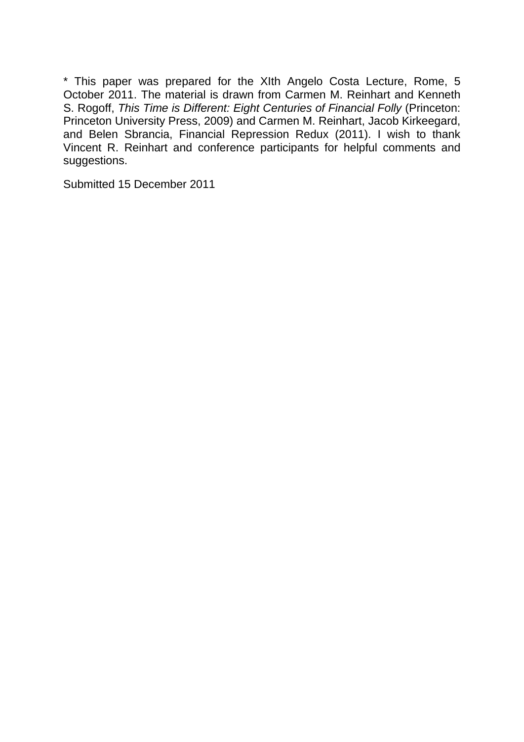* This paper was prepared for the XIth Angelo Costa Lecture, Rome, 5 October 2011. The material is drawn from Carmen M. Reinhart and Kenneth S. Rogoff, *This Time is Different: Eight Centuries of Financial Folly* (Princeton: Princeton University Press, 2009) and Carmen M. Reinhart, Jacob Kirkeegard, and Belen Sbrancia, Financial Repression Redux (2011). I wish to thank Vincent R. Reinhart and conference participants for helpful comments and suggestions.

Submitted 15 December 2011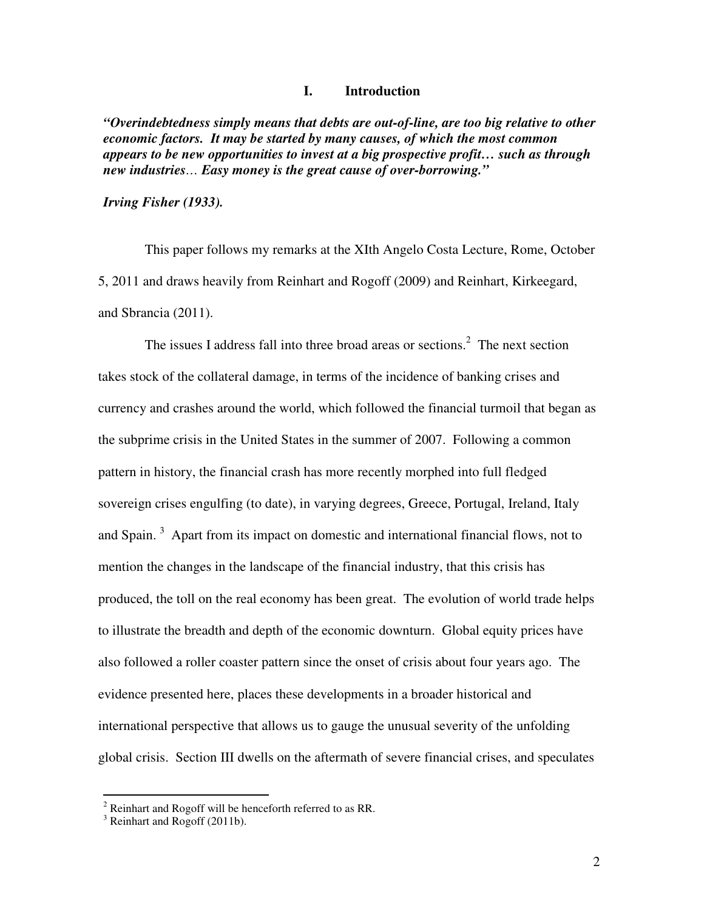## I. Introduction

***"Overindebtedness simply means that debts are out-of-line, are too big relative to other economic factors. It may be started by many causes, of which the most common appears to be new opportunities to invest at a big prospective profit… such as through new industries… Easy money is the great cause of over-borrowing."***

***Irving Fisher (1933).***

This paper follows my remarks at the XIth Angelo Costa Lecture, Rome, October 5, 2011 and draws heavily from Reinhart and Rogoff (2009) and Reinhart, Kirkeegard, and Sbrancia (2011).

The issues I address fall into three broad areas or sections.[2] The next section takes stock of the collateral damage, in terms of the incidence of banking crises and currency and crashes around the world, which followed the financial turmoil that began as the subprime crisis in the United States in the summer of 2007. Following a common pattern in history, the financial crash has more recently morphed into full fledged sovereign crises engulfing (to date), in varying degrees, Greece, Portugal, Ireland, Italy and Spain. [3] Apart from its impact on domestic and international financial flows, not to mention the changes in the landscape of the financial industry, that this crisis has produced, the toll on the real economy has been great. The evolution of world trade helps to illustrate the breadth and depth of the economic downturn. Global equity prices have also followed a roller coaster pattern since the onset of crisis about four years ago. The evidence presented here, places these developments in a broader historical and international perspective that allows us to gauge the unusual severity of the unfolding global crisis. Section III dwells on the aftermath of severe financial crises, and speculates

[2] Reinhart and Rogoff will be henceforth referred to as RR.

[3] Reinhart and Rogoff (2011b).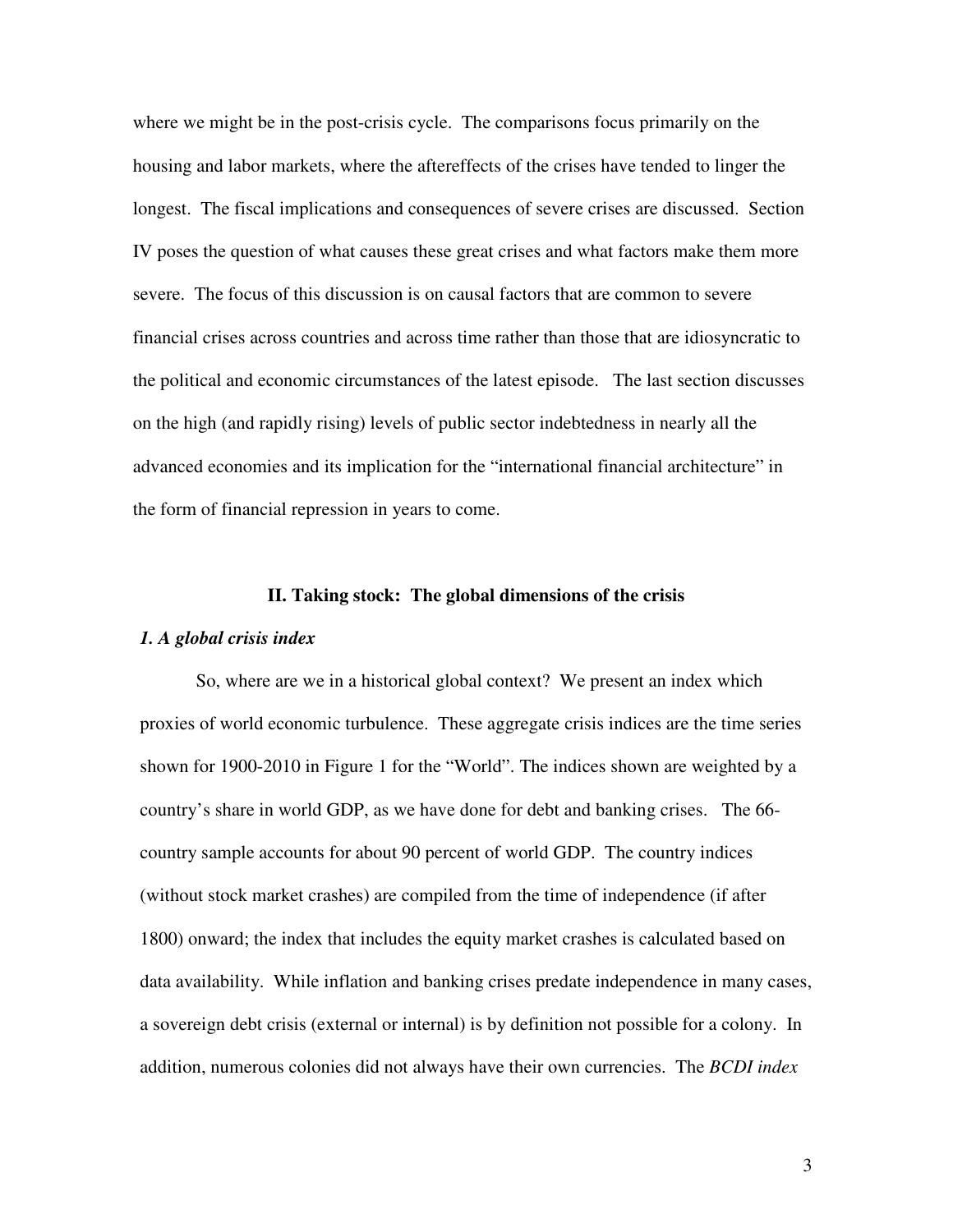where we might be in the post-crisis cycle. The comparisons focus primarily on the housing and labor markets, where the aftereffects of the crises have tended to linger the longest. The fiscal implications and consequences of severe crises are discussed. Section IV poses the question of what causes these great crises and what factors make them more severe. The focus of this discussion is on causal factors that are common to severe financial crises across countries and across time rather than those that are idiosyncratic to the political and economic circumstances of the latest episode. The last section discusses on the high (and rapidly rising) levels of public sector indebtedness in nearly all the advanced economies and its implication for the "international financial architecture" in the form of financial repression in years to come.

## II. Taking stock: The global dimensions of the crisis

### *1. A global crisis index*

So, where are we in a historical global context? We present an index which proxies of world economic turbulence. These aggregate crisis indices are the time series shown for 1900-2010 in Figure 1 for the "World". The indices shown are weighted by a country's share in world GDP, as we have done for debt and banking crises. The 66-country sample accounts for about 90 percent of world GDP. The country indices (without stock market crashes) are compiled from the time of independence (if after 1800) onward; the index that includes the equity market crashes is calculated based on data availability. While inflation and banking crises predate independence in many cases, a sovereign debt crisis (external or internal) is by definition not possible for a colony. In addition, numerous colonies did not always have their own currencies. The *BCDI index*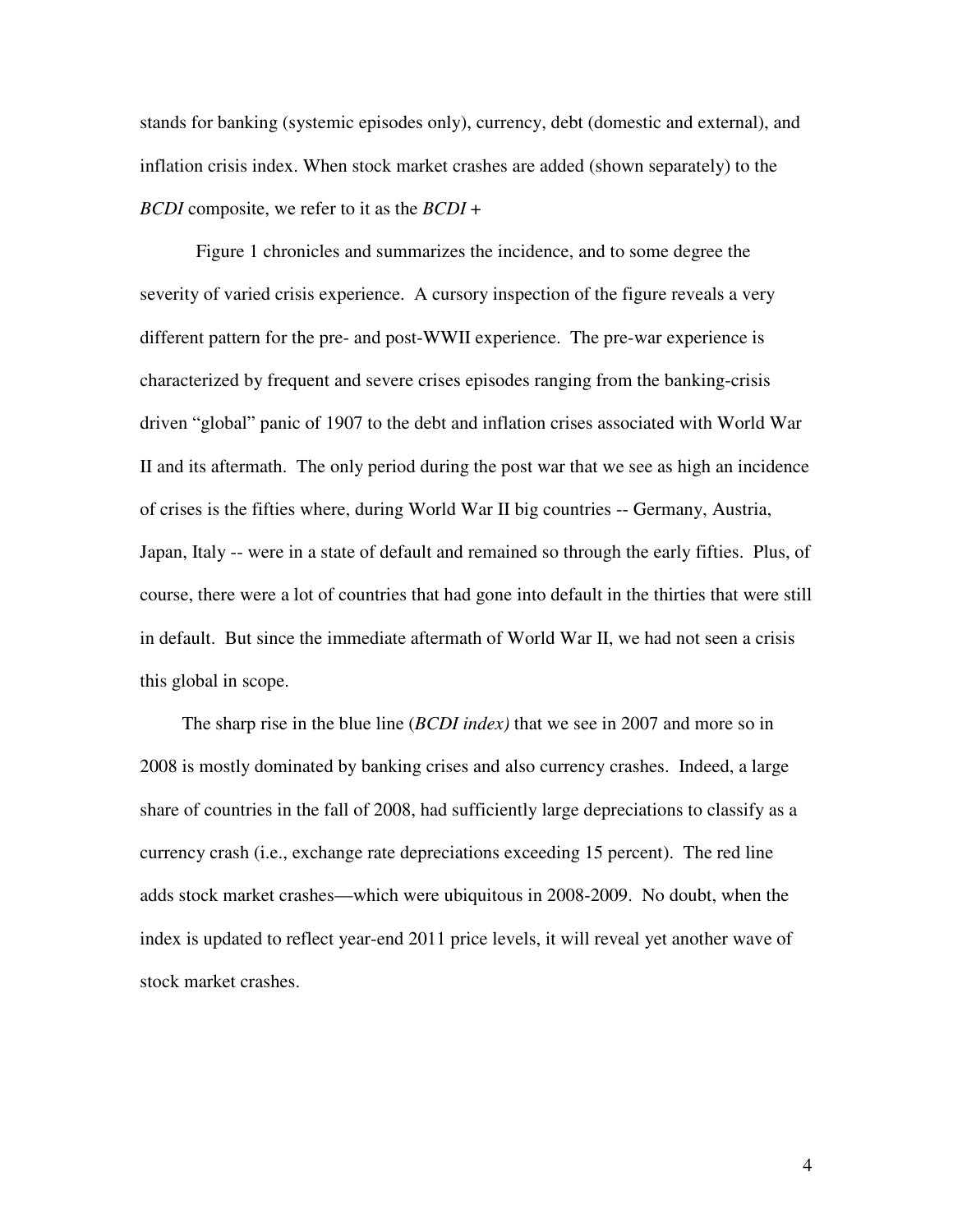stands for banking (systemic episodes only), currency, debt (domestic and external), and inflation crisis index. When stock market crashes are added (shown separately) to the *BCDI* composite, we refer to it as the *BCDI +*

Figure 1 chronicles and summarizes the incidence, and to some degree the severity of varied crisis experience. A cursory inspection of the figure reveals a very different pattern for the pre- and post-WWII experience. The pre-war experience is characterized by frequent and severe crises episodes ranging from the banking-crisis driven "global" panic of 1907 to the debt and inflation crises associated with World War II and its aftermath. The only period during the post war that we see as high an incidence of crises is the fifties where, during World War II big countries -- Germany, Austria, Japan, Italy -- were in a state of default and remained so through the early fifties. Plus, of course, there were a lot of countries that had gone into default in the thirties that were still in default. But since the immediate aftermath of World War II, we had not seen a crisis this global in scope.

The sharp rise in the blue line (*BCDI index)* that we see in 2007 and more so in 2008 is mostly dominated by banking crises and also currency crashes. Indeed, a large share of countries in the fall of 2008, had sufficiently large depreciations to classify as a currency crash (i.e., exchange rate depreciations exceeding 15 percent). The red line adds stock market crashes—which were ubiquitous in 2008-2009. No doubt, when the index is updated to reflect year-end 2011 price levels, it will reveal yet another wave of stock market crashes.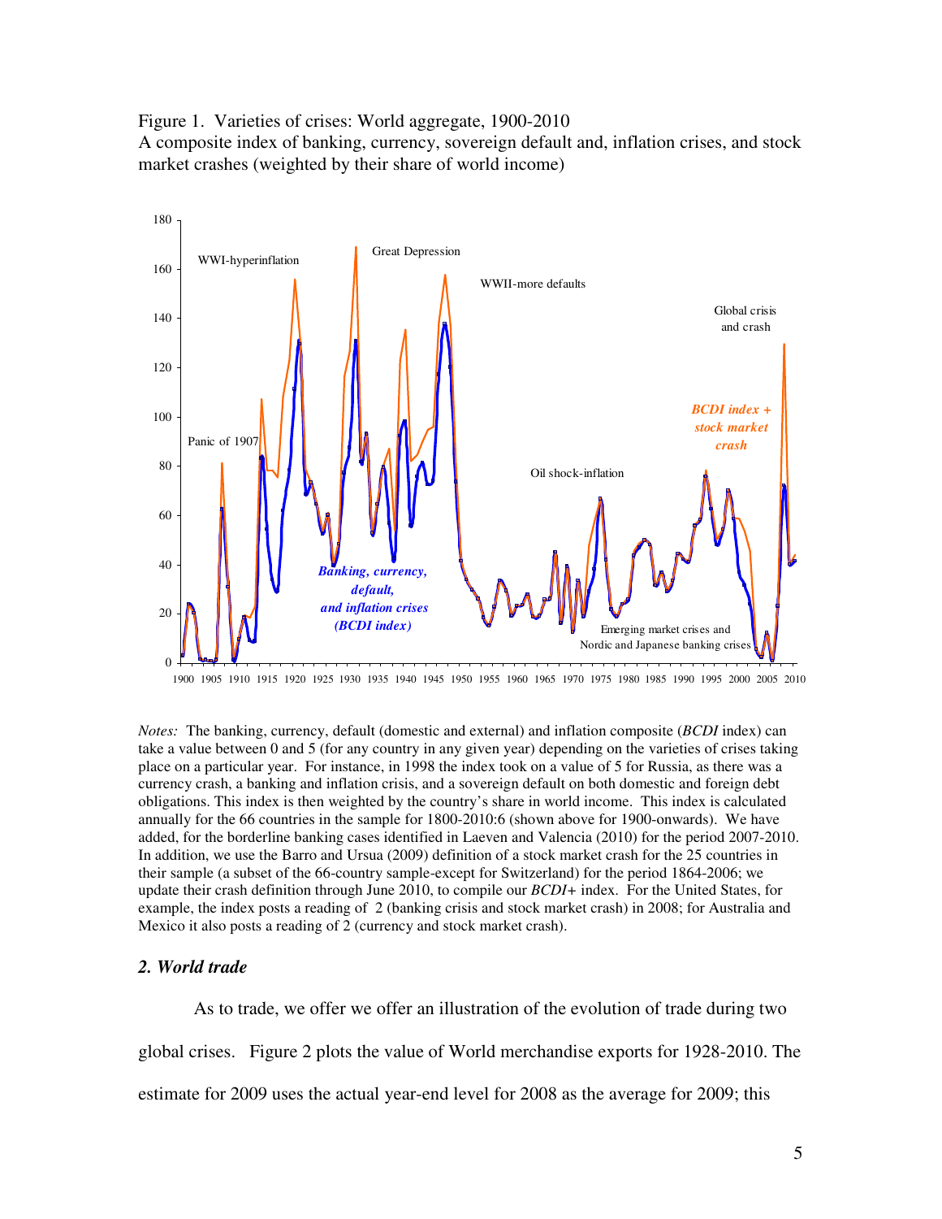Figure 1. Varieties of crises: World aggregate, 1900-2010
A composite index of banking, currency, sovereign default and, inflation crises, and stock market crashes (weighted by their share of world income)

*Notes:* The banking, currency, default (domestic and external) and inflation composite (*BCDI* index) can take a value between 0 and 5 (for any country in any given year) depending on the varieties of crises taking place on a particular year. For instance, in 1998 the index took on a value of 5 for Russia, as there was a currency crash, a banking and inflation crisis, and a sovereign default on both domestic and foreign debt obligations. This index is then weighted by the country's share in world income. This index is calculated annually for the 66 countries in the sample for 1800-2010:6 (shown above for 1900-onwards). We have added, for the borderline banking cases identified in Laeven and Valencia (2010) for the period 2007-2010. In addition, we use the Barro and Ursua (2009) definition of a stock market crash for the 25 countries in their sample (a subset of the 66-country sample-except for Switzerland) for the period 1864-2006; we update their crash definition through June 2010, to compile our *BCDI+* index. For the United States, for example, the index posts a reading of 2 (banking crisis and stock market crash) in 2008; for Australia and Mexico it also posts a reading of 2 (currency and stock market crash).

## *2. World trade*

As to trade, we offer we offer an illustration of the evolution of trade during two global crises. Figure 2 plots the value of World merchandise exports for 1928-2010. The estimate for 2009 uses the actual year-end level for 2008 as the average for 2009; this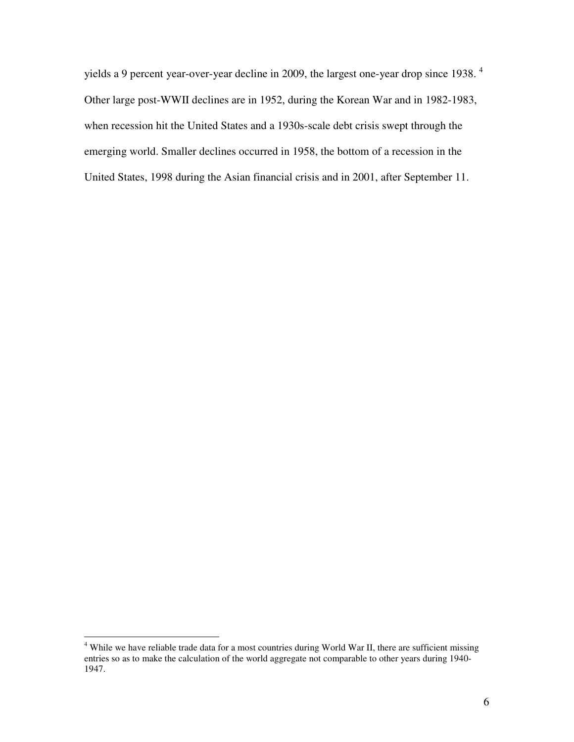yields a 9 percent year-over-year decline in 2009, the largest one-year drop since 1938. [4] Other large post-WWII declines are in 1952, during the Korean War and in 1982-1983, when recession hit the United States and a 1930s-scale debt crisis swept through the emerging world. Smaller declines occurred in 1958, the bottom of a recession in the United States, 1998 during the Asian financial crisis and in 2001, after September 11.

---

[4] While we have reliable trade data for a most countries during World War II, there are sufficient missing entries so as to make the calculation of the world aggregate not comparable to other years during 1940-1947.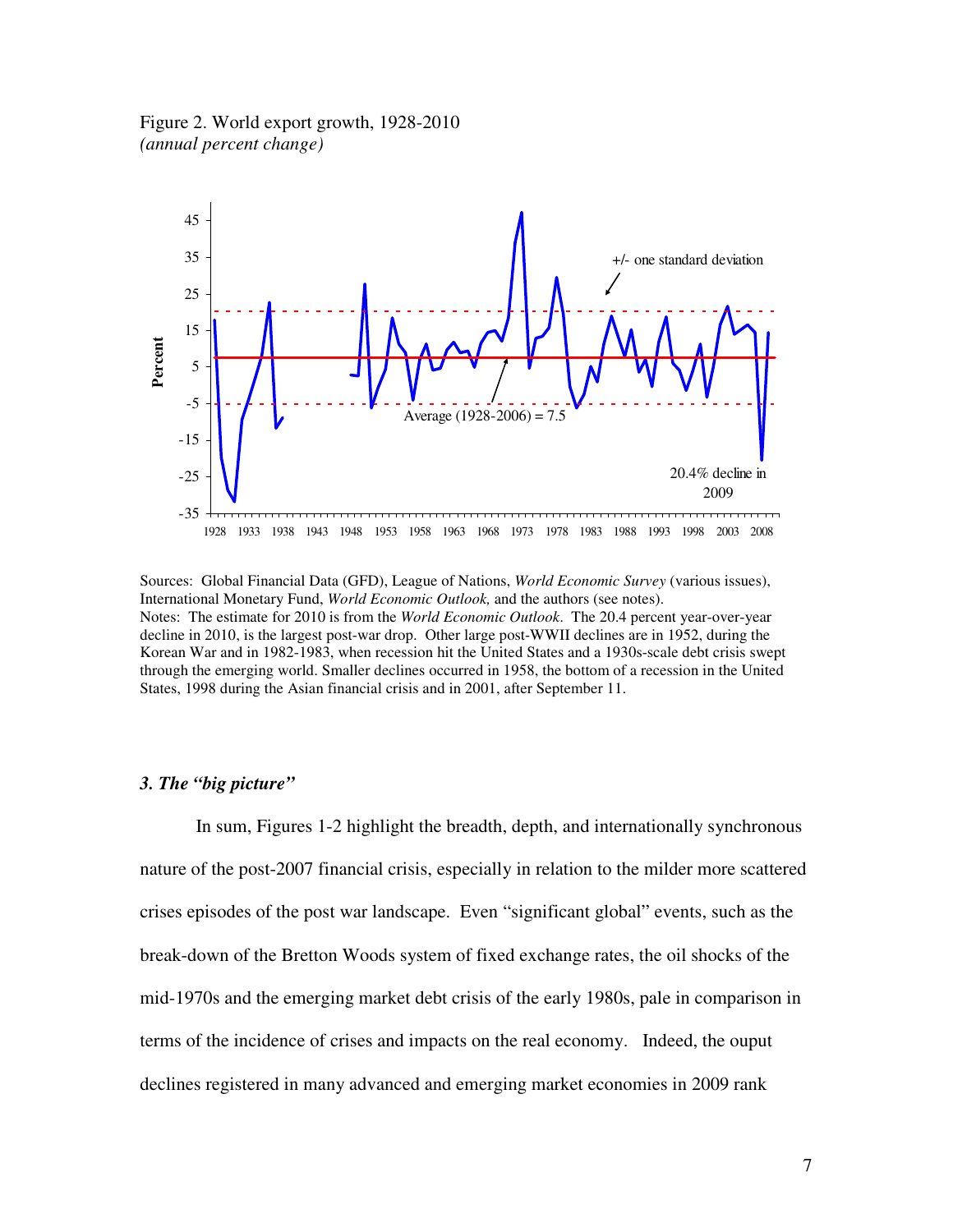Figure 2. World export growth, 1928-2010
*(annual percent change)*

Sources: Global Financial Data (GFD), League of Nations, *World Economic Survey* (various issues), International Monetary Fund, *World Economic Outlook,* and the authors (see notes).
Notes: The estimate for 2010 is from the *World Economic Outlook*. The 20.4 percent year-over-year decline in 2010, is the largest post-war drop. Other large post-WWII declines are in 1952, during the Korean War and in 1982-1983, when recession hit the United States and a 1930s-scale debt crisis swept through the emerging world. Smaller declines occurred in 1958, the bottom of a recession in the United States, 1998 during the Asian financial crisis and in 2001, after September 11.

### *3. The "big picture"*

In sum, Figures 1-2 highlight the breadth, depth, and internationally synchronous nature of the post-2007 financial crisis, especially in relation to the milder more scattered crises episodes of the post war landscape. Even "significant global" events, such as the break-down of the Bretton Woods system of fixed exchange rates, the oil shocks of the mid-1970s and the emerging market debt crisis of the early 1980s, pale in comparison in terms of the incidence of crises and impacts on the real economy. Indeed, the ouput declines registered in many advanced and emerging market economies in 2009 rank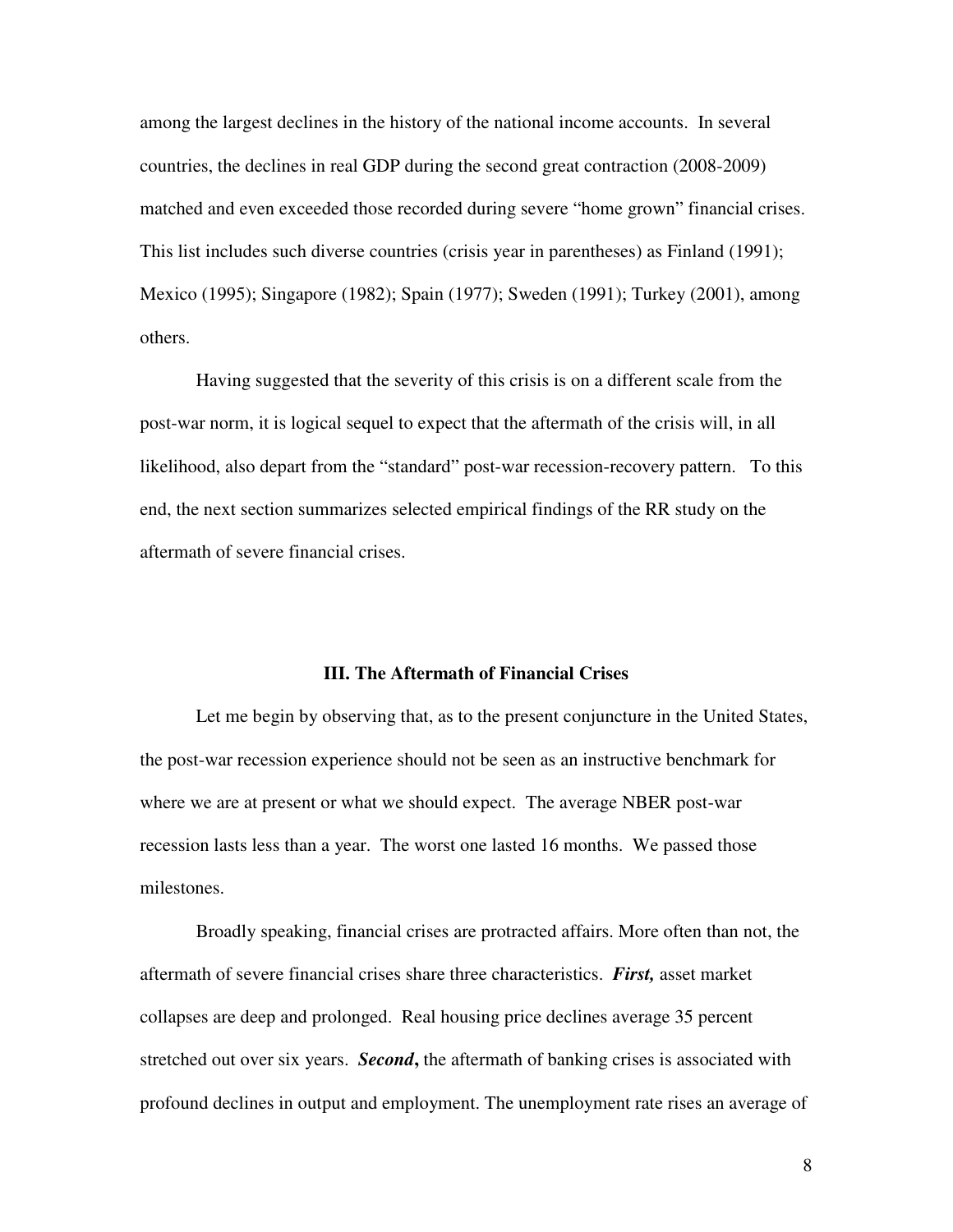among the largest declines in the history of the national income accounts. In several countries, the declines in real GDP during the second great contraction (2008-2009) matched and even exceeded those recorded during severe "home grown" financial crises. This list includes such diverse countries (crisis year in parentheses) as Finland (1991); Mexico (1995); Singapore (1982); Spain (1977); Sweden (1991); Turkey (2001), among others.

Having suggested that the severity of this crisis is on a different scale from the post-war norm, it is logical sequel to expect that the aftermath of the crisis will, in all likelihood, also depart from the "standard" post-war recession-recovery pattern. To this end, the next section summarizes selected empirical findings of the RR study on the aftermath of severe financial crises.

## III. The Aftermath of Financial Crises

Let me begin by observing that, as to the present conjuncture in the United States, the post-war recession experience should not be seen as an instructive benchmark for where we are at present or what we should expect. The average NBER post-war recession lasts less than a year. The worst one lasted 16 months. We passed those milestones.

Broadly speaking, financial crises are protracted affairs. More often than not, the aftermath of severe financial crises share three characteristics. ***First,*** asset market collapses are deep and prolonged. Real housing price declines average 35 percent stretched out over six years. ***Second*****,** the aftermath of banking crises is associated with profound declines in output and employment. The unemployment rate rises an average of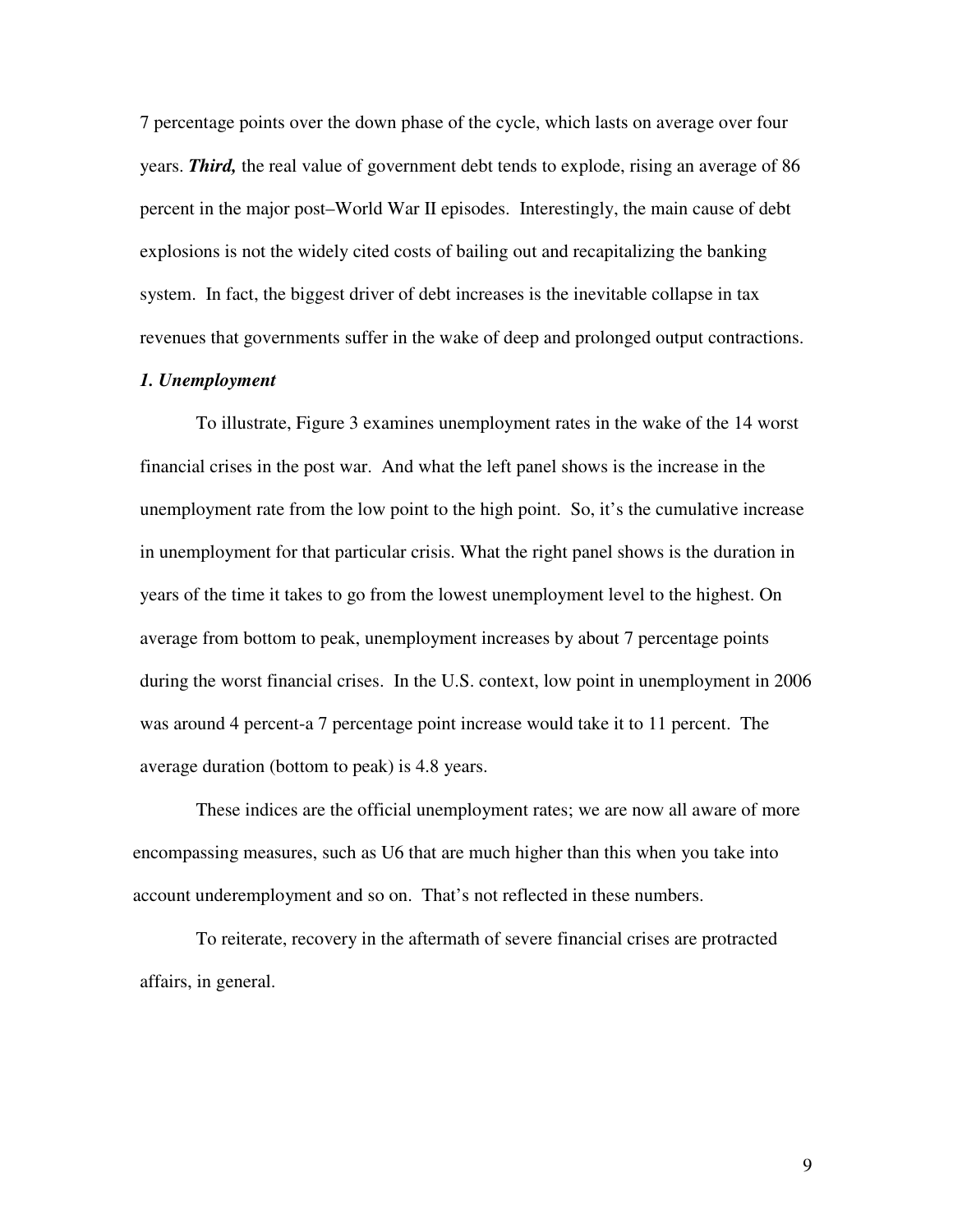7 percentage points over the down phase of the cycle, which lasts on average over four years. ***Third,*** the real value of government debt tends to explode, rising an average of 86 percent in the major post–World War II episodes. Interestingly, the main cause of debt explosions is not the widely cited costs of bailing out and recapitalizing the banking system. In fact, the biggest driver of debt increases is the inevitable collapse in tax revenues that governments suffer in the wake of deep and prolonged output contractions.

### *1. Unemployment*

To illustrate, Figure 3 examines unemployment rates in the wake of the 14 worst financial crises in the post war. And what the left panel shows is the increase in the unemployment rate from the low point to the high point. So, it's the cumulative increase in unemployment for that particular crisis. What the right panel shows is the duration in years of the time it takes to go from the lowest unemployment level to the highest. On average from bottom to peak, unemployment increases by about 7 percentage points during the worst financial crises. In the U.S. context, low point in unemployment in 2006 was around 4 percent-a 7 percentage point increase would take it to 11 percent. The average duration (bottom to peak) is 4.8 years.

These indices are the official unemployment rates; we are now all aware of more encompassing measures, such as U6 that are much higher than this when you take into account underemployment and so on. That's not reflected in these numbers.

To reiterate, recovery in the aftermath of severe financial crises are protracted affairs, in general.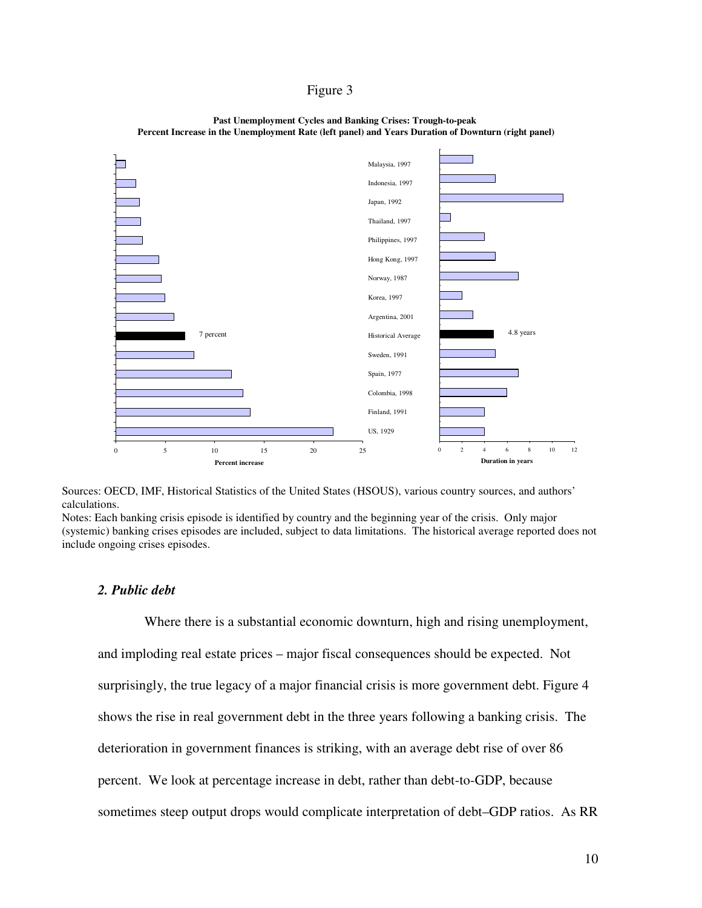Figure 3

**Past Unemployment Cycles and Banking Crises: Trough-to-peak**
**Percent Increase in the Unemployment Rate (left panel) and Years Duration of Downturn (right panel)**

Sources: OECD, IMF, Historical Statistics of the United States (HSOUS), various country sources, and authors' calculations.
Notes: Each banking crisis episode is identified by country and the beginning year of the crisis. Only major (systemic) banking crises episodes are included, subject to data limitations. The historical average reported does not include ongoing crises episodes.

### *2. Public debt*

Where there is a substantial economic downturn, high and rising unemployment, and imploding real estate prices – major fiscal consequences should be expected. Not surprisingly, the true legacy of a major financial crisis is more government debt. Figure 4 shows the rise in real government debt in the three years following a banking crisis. The deterioration in government finances is striking, with an average debt rise of over 86 percent. We look at percentage increase in debt, rather than debt-to-GDP, because sometimes steep output drops would complicate interpretation of debt–GDP ratios. As RR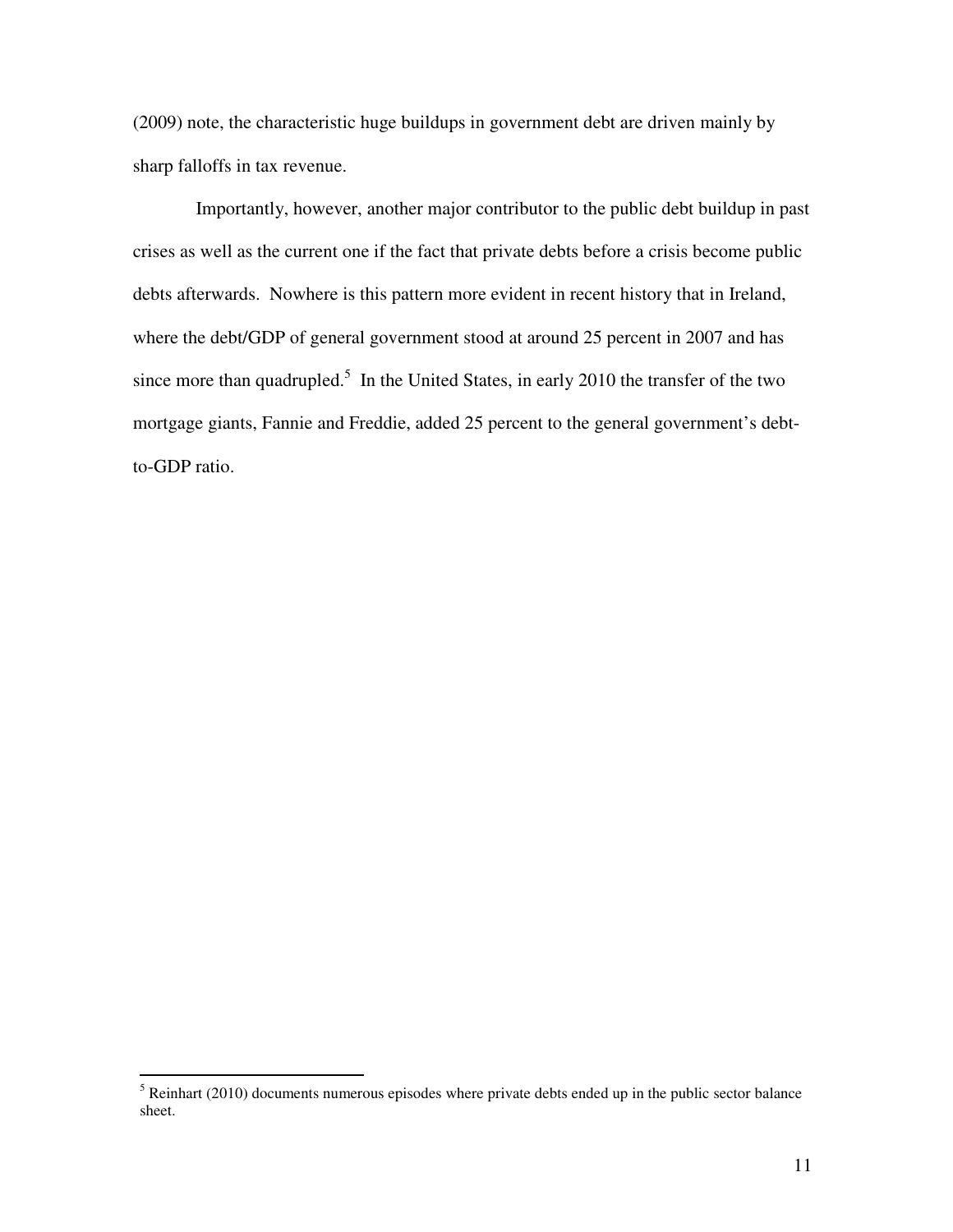(2009) note, the characteristic huge buildups in government debt are driven mainly by sharp falloffs in tax revenue.

Importantly, however, another major contributor to the public debt buildup in past crises as well as the current one if the fact that private debts before a crisis become public debts afterwards. Nowhere is this pattern more evident in recent history that in Ireland, where the debt/GDP of general government stood at around 25 percent in 2007 and has since more than quadrupled.[5] In the United States, in early 2010 the transfer of the two mortgage giants, Fannie and Freddie, added 25 percent to the general government's debt-to-GDP ratio.

---

[5] Reinhart (2010) documents numerous episodes where private debts ended up in the public sector balance sheet.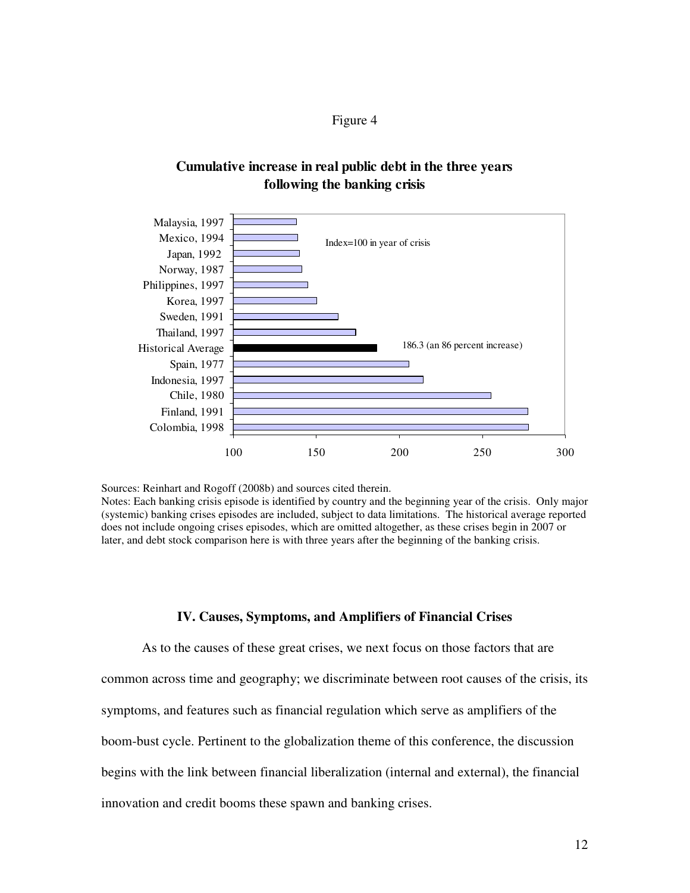Figure 4

**Cumulative increase in real public debt in the three years following the banking crisis**

Sources: Reinhart and Rogoff (2008b) and sources cited therein.
Notes: Each banking crisis episode is identified by country and the beginning year of the crisis. Only major (systemic) banking crises episodes are included, subject to data limitations. The historical average reported does not include ongoing crises episodes, which are omitted altogether, as these crises begin in 2007 or later, and debt stock comparison here is with three years after the beginning of the banking crisis.

### IV. Causes, Symptoms, and Amplifiers of Financial Crises

As to the causes of these great crises, we next focus on those factors that are common across time and geography; we discriminate between root causes of the crisis, its symptoms, and features such as financial regulation which serve as amplifiers of the boom-bust cycle. Pertinent to the globalization theme of this conference, the discussion begins with the link between financial liberalization (internal and external), the financial innovation and credit booms these spawn and banking crises.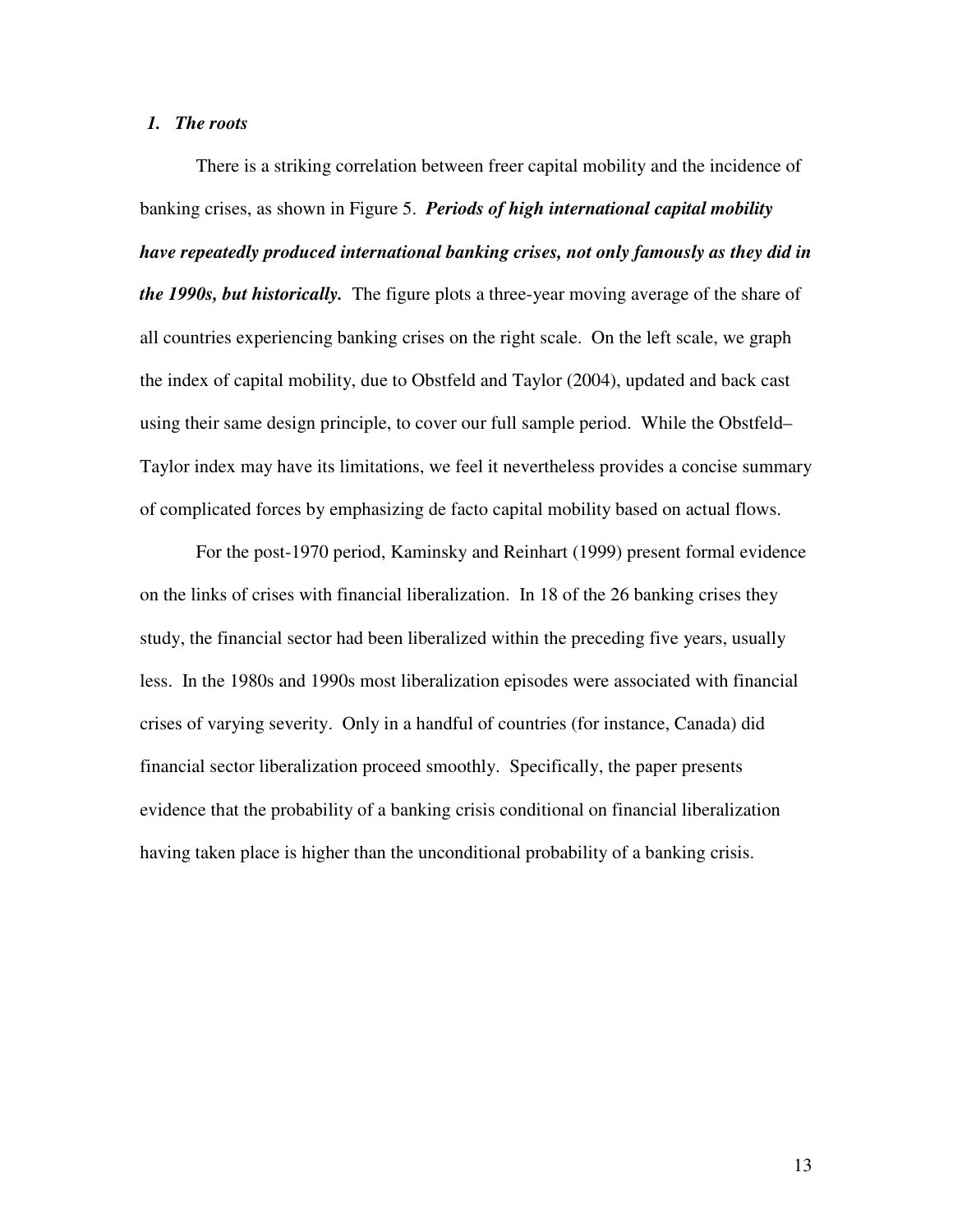### *1. The roots*

There is a striking correlation between freer capital mobility and the incidence of banking crises, as shown in Figure 5. ***Periods of high international capital mobility have repeatedly produced international banking crises, not only famously as they did in the 1990s, but historically.*** The figure plots a three-year moving average of the share of all countries experiencing banking crises on the right scale. On the left scale, we graph the index of capital mobility, due to Obstfeld and Taylor (2004), updated and back cast using their same design principle, to cover our full sample period. While the Obstfeld–Taylor index may have its limitations, we feel it nevertheless provides a concise summary of complicated forces by emphasizing de facto capital mobility based on actual flows.

For the post-1970 period, Kaminsky and Reinhart (1999) present formal evidence on the links of crises with financial liberalization. In 18 of the 26 banking crises they study, the financial sector had been liberalized within the preceding five years, usually less. In the 1980s and 1990s most liberalization episodes were associated with financial crises of varying severity. Only in a handful of countries (for instance, Canada) did financial sector liberalization proceed smoothly. Specifically, the paper presents evidence that the probability of a banking crisis conditional on financial liberalization having taken place is higher than the unconditional probability of a banking crisis.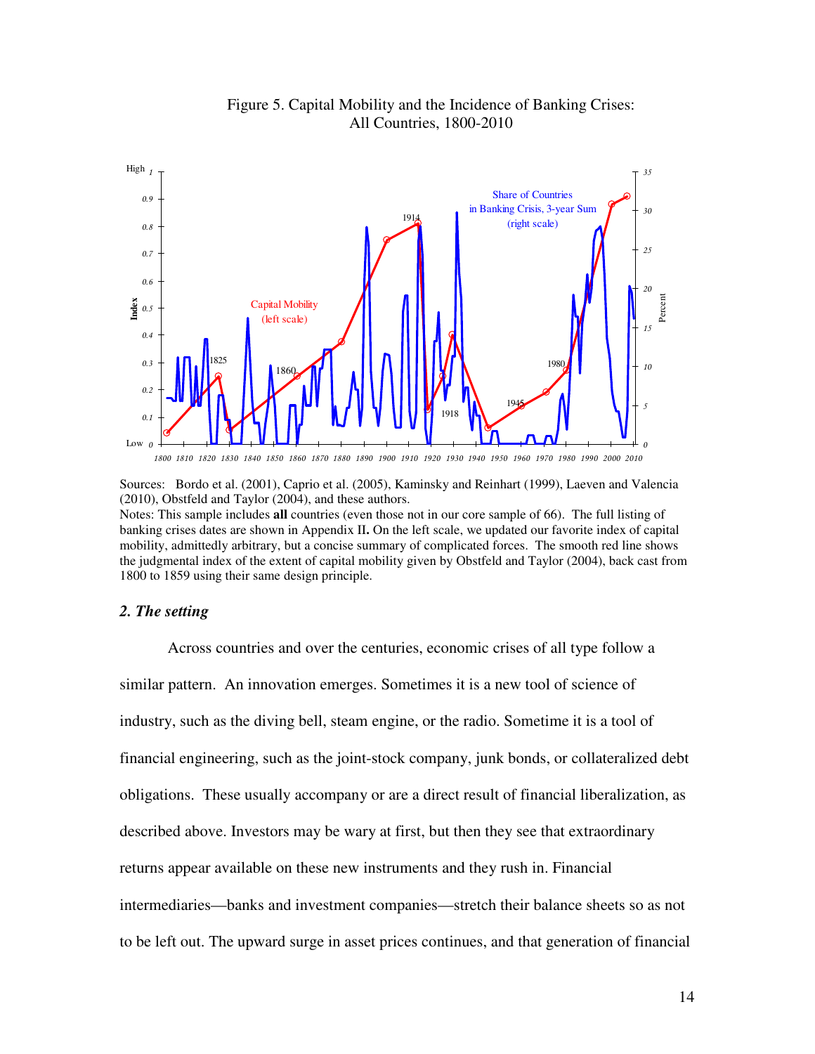Figure 5. Capital Mobility and the Incidence of Banking Crises: All Countries, 1800-2010

Sources: Bordo et al. (2001), Caprio et al. (2005), Kaminsky and Reinhart (1999), Laeven and Valencia (2010), Obstfeld and Taylor (2004), and these authors.
Notes: This sample includes **all** countries (even those not in our core sample of 66). The full listing of banking crises dates are shown in Appendix II**.** On the left scale, we updated our favorite index of capital mobility, admittedly arbitrary, but a concise summary of complicated forces. The smooth red line shows the judgmental index of the extent of capital mobility given by Obstfeld and Taylor (2004), back cast from 1800 to 1859 using their same design principle.

### *2. The setting*

Across countries and over the centuries, economic crises of all type follow a similar pattern. An innovation emerges. Sometimes it is a new tool of science of industry, such as the diving bell, steam engine, or the radio. Sometime it is a tool of financial engineering, such as the joint-stock company, junk bonds, or collateralized debt obligations. These usually accompany or are a direct result of financial liberalization, as described above. Investors may be wary at first, but then they see that extraordinary returns appear available on these new instruments and they rush in. Financial intermediaries—banks and investment companies—stretch their balance sheets so as not to be left out. The upward surge in asset prices continues, and that generation of financial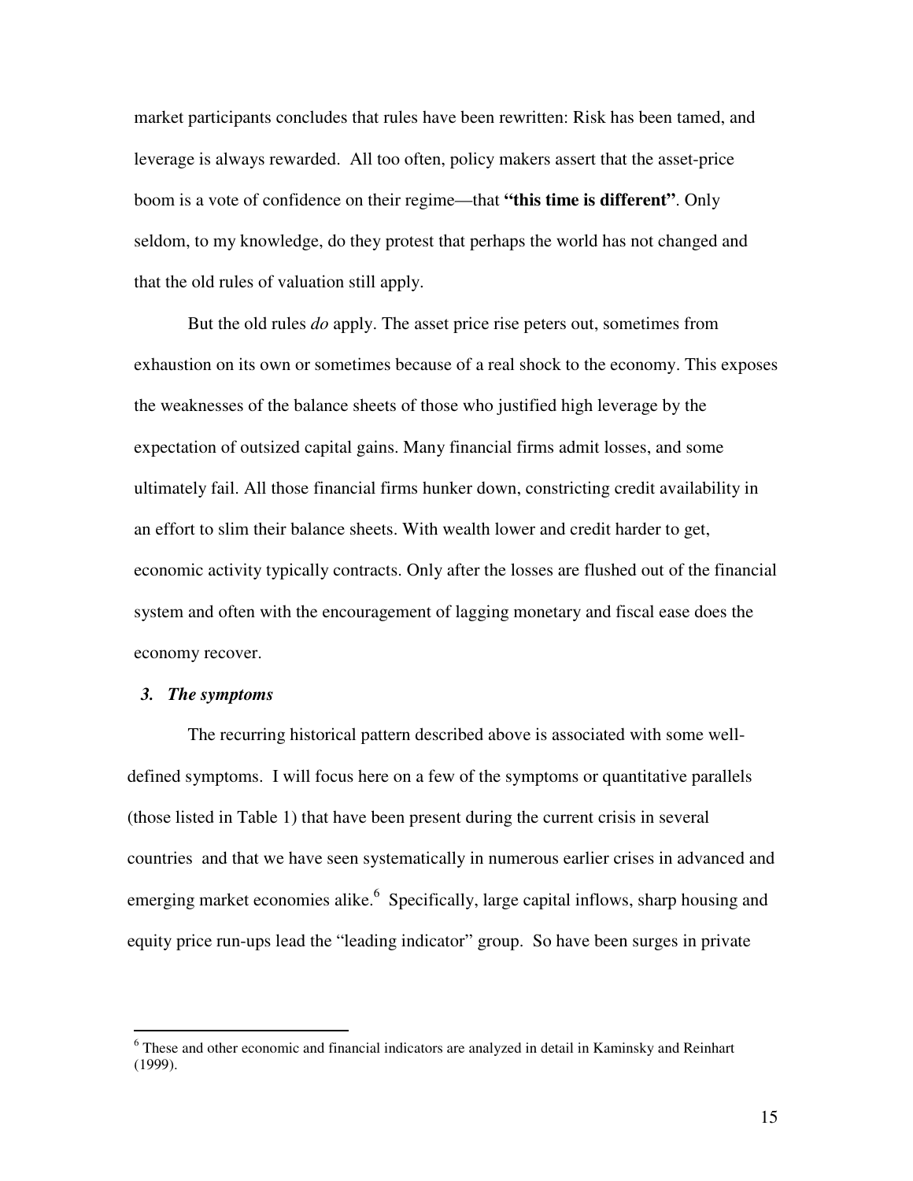market participants concludes that rules have been rewritten: Risk has been tamed, and leverage is always rewarded. All too often, policy makers assert that the asset-price boom is a vote of confidence on their regime—that **"this time is different"**. Only seldom, to my knowledge, do they protest that perhaps the world has not changed and that the old rules of valuation still apply.

But the old rules *do* apply. The asset price rise peters out, sometimes from exhaustion on its own or sometimes because of a real shock to the economy. This exposes the weaknesses of the balance sheets of those who justified high leverage by the expectation of outsized capital gains. Many financial firms admit losses, and some ultimately fail. All those financial firms hunker down, constricting credit availability in an effort to slim their balance sheets. With wealth lower and credit harder to get, economic activity typically contracts. Only after the losses are flushed out of the financial system and often with the encouragement of lagging monetary and fiscal ease does the economy recover.

### *3. The symptoms*

The recurring historical pattern described above is associated with some well-defined symptoms. I will focus here on a few of the symptoms or quantitative parallels (those listed in Table 1) that have been present during the current crisis in several countries and that we have seen systematically in numerous earlier crises in advanced and emerging market economies alike.[6] Specifically, large capital inflows, sharp housing and equity price run-ups lead the "leading indicator" group. So have been surges in private

[6] These and other economic and financial indicators are analyzed in detail in Kaminsky and Reinhart (1999).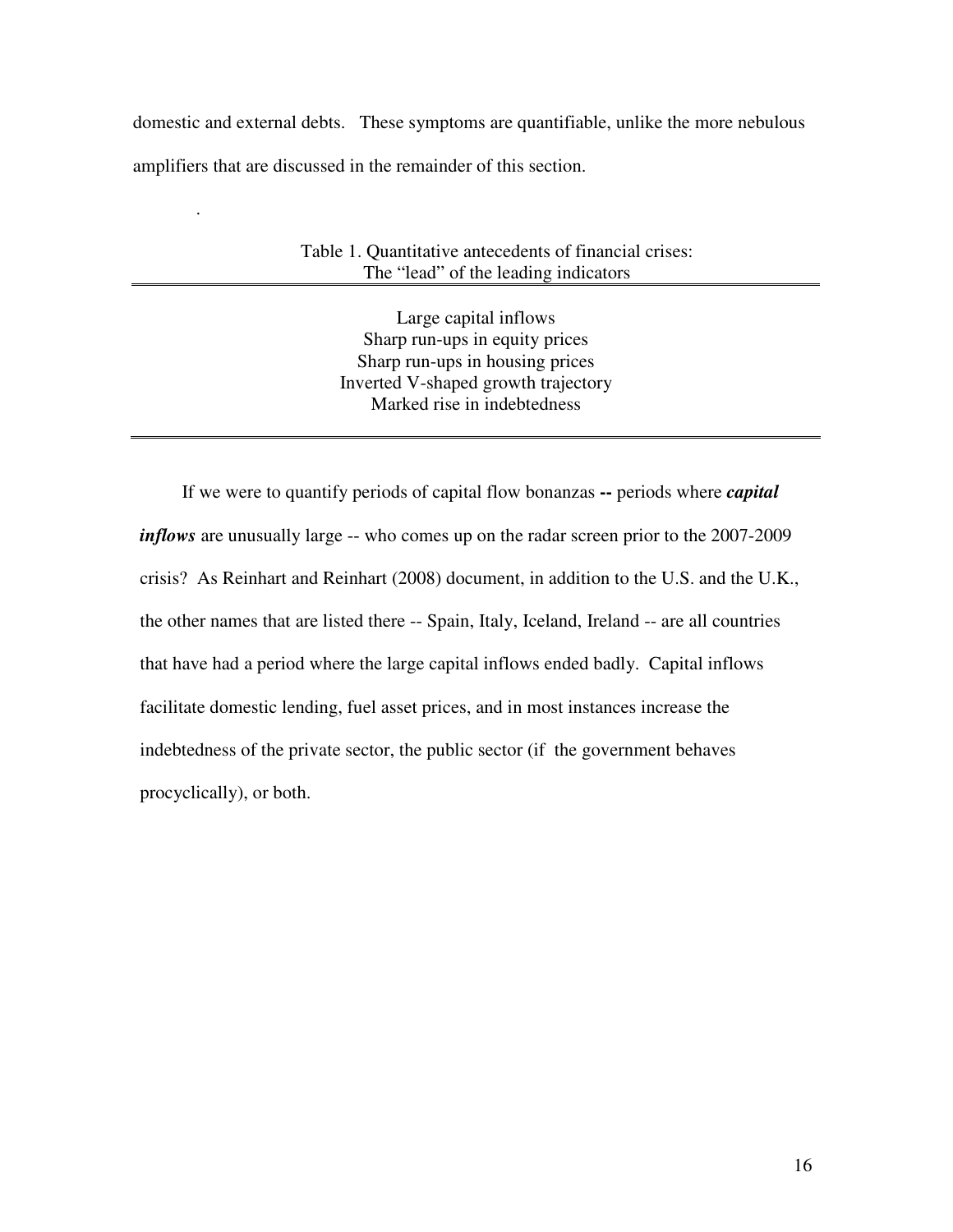domestic and external debts. These symptoms are quantifiable, unlike the more nebulous amplifiers that are discussed in the remainder of this section.

.

Table 1. Quantitative antecedents of financial crises: The "lead" of the leading indicators

| |
|---|
| Large capital inflows |
| Sharp run-ups in equity prices |
| Sharp run-ups in housing prices |
| Inverted V-shaped growth trajectory |
| Marked rise in indebtedness |

If we were to quantify periods of capital flow bonanzas **--** periods where ***capital inflows*** are unusually large -- who comes up on the radar screen prior to the 2007-2009 crisis? As Reinhart and Reinhart (2008) document, in addition to the U.S. and the U.K., the other names that are listed there -- Spain, Italy, Iceland, Ireland -- are all countries that have had a period where the large capital inflows ended badly. Capital inflows facilitate domestic lending, fuel asset prices, and in most instances increase the indebtedness of the private sector, the public sector (if the government behaves procyclically), or both.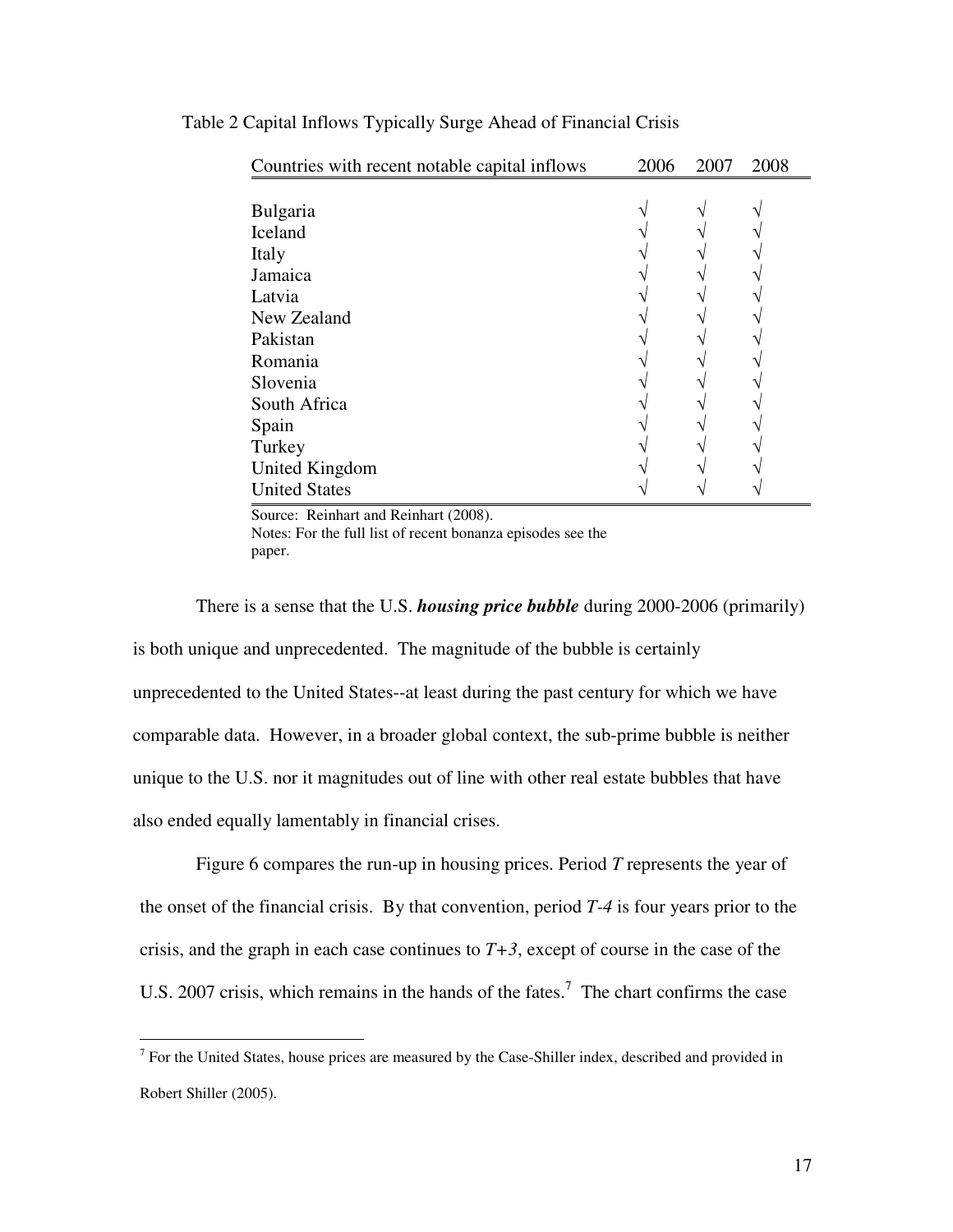Table 2 Capital Inflows Typically Surge Ahead of Financial Crisis

| Countries with recent notable capital inflows | 2006 | 2007 | 2008 |
|---|---|---|---|
| Bulgaria | √ | √ | √ |
| Iceland | √ | √ | √ |
| Italy | √ | √ | √ |
| Jamaica | √ | √ | √ |
| Latvia | √ | √ | √ |
| New Zealand | √ | √ | √ |
| Pakistan | √ | √ | √ |
| Romania | √ | √ | √ |
| Slovenia | √ | √ | √ |
| South Africa | √ | √ | √ |
| Spain | √ | √ | √ |
| Turkey | √ | √ | √ |
| United Kingdom | √ | √ | √ |
| United States | √ | √ | √ |

Source: Reinhart and Reinhart (2008).
Notes: For the full list of recent bonanza episodes see the paper.

There is a sense that the U.S. ***housing price bubble*** during 2000-2006 (primarily) is both unique and unprecedented. The magnitude of the bubble is certainly unprecedented to the United States--at least during the past century for which we have comparable data. However, in a broader global context, the sub-prime bubble is neither unique to the U.S. nor it magnitudes out of line with other real estate bubbles that have also ended equally lamentably in financial crises.

Figure 6 compares the run-up in housing prices. Period *T* represents the year of the onset of the financial crisis. By that convention, period *T-4* is four years prior to the crisis, and the graph in each case continues to *T+3*, except of course in the case of the U.S. 2007 crisis, which remains in the hands of the fates.[7] The chart confirms the case

[7] For the United States, house prices are measured by the Case-Shiller index, described and provided in Robert Shiller (2005).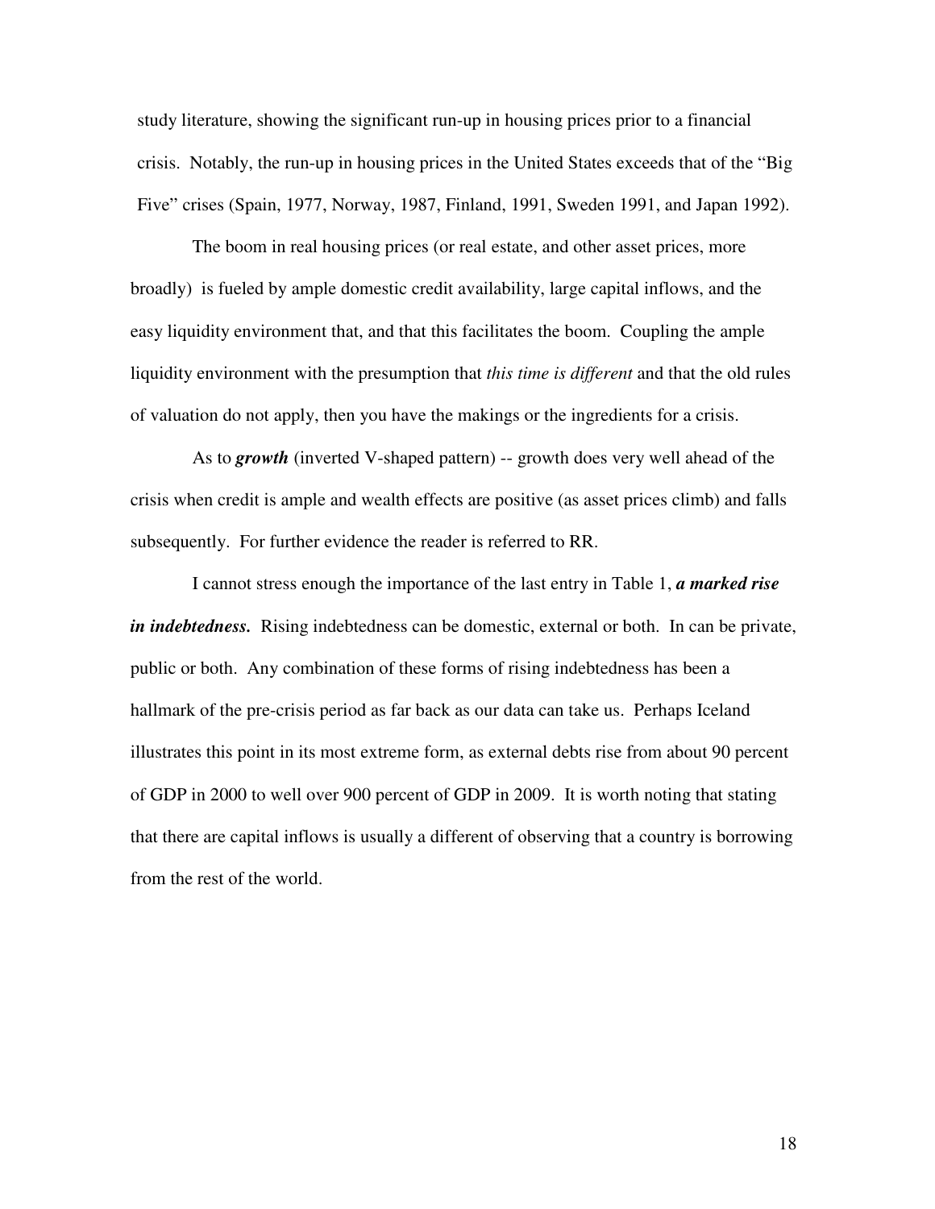study literature, showing the significant run-up in housing prices prior to a financial crisis. Notably, the run-up in housing prices in the United States exceeds that of the "Big Five" crises (Spain, 1977, Norway, 1987, Finland, 1991, Sweden 1991, and Japan 1992).

The boom in real housing prices (or real estate, and other asset prices, more broadly) is fueled by ample domestic credit availability, large capital inflows, and the easy liquidity environment that, and that this facilitates the boom. Coupling the ample liquidity environment with the presumption that *this time is different* and that the old rules of valuation do not apply, then you have the makings or the ingredients for a crisis.

As to ***growth*** (inverted V-shaped pattern) -- growth does very well ahead of the crisis when credit is ample and wealth effects are positive (as asset prices climb) and falls subsequently. For further evidence the reader is referred to RR.

I cannot stress enough the importance of the last entry in Table 1, ***a marked rise in indebtedness.*** Rising indebtedness can be domestic, external or both. In can be private, public or both. Any combination of these forms of rising indebtedness has been a hallmark of the pre-crisis period as far back as our data can take us. Perhaps Iceland illustrates this point in its most extreme form, as external debts rise from about 90 percent of GDP in 2000 to well over 900 percent of GDP in 2009. It is worth noting that stating that there are capital inflows is usually a different of observing that a country is borrowing from the rest of the world.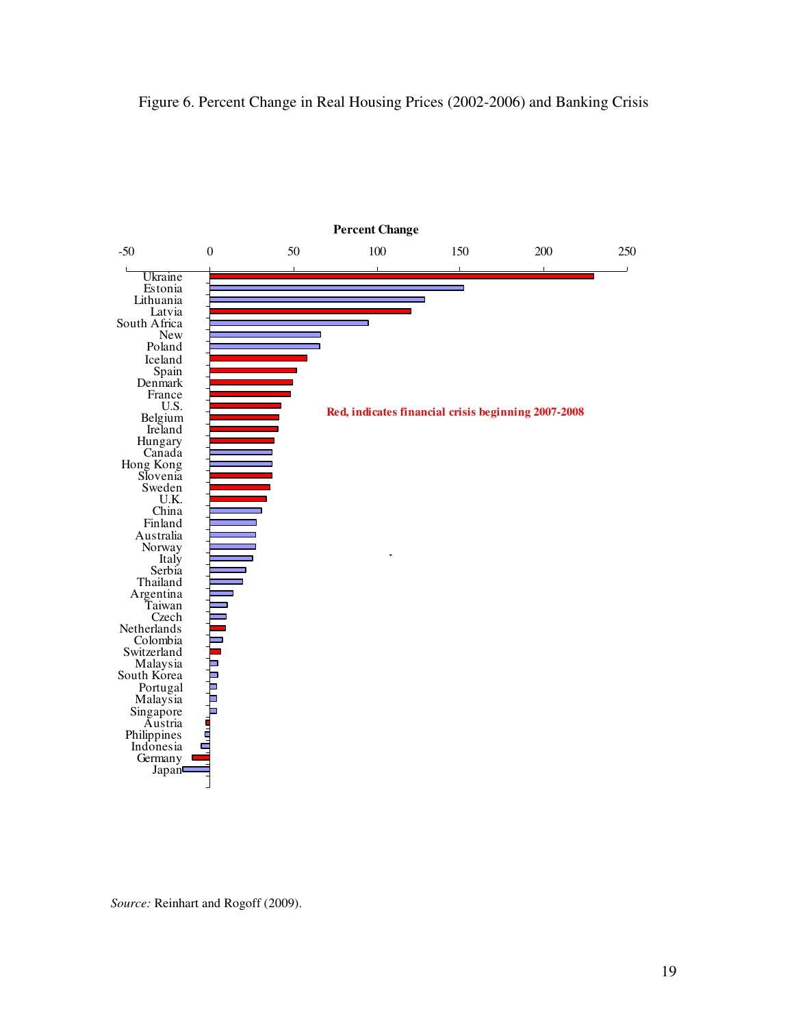Figure 6. Percent Change in Real Housing Prices (2002-2006) and Banking Crisis

**Percent Change**

-50 0 50 100 150 200 250

Ukraine
Estonia
Lithuania
Latvia
South Africa
New
Poland
Iceland
Spain
Denmark
France
U.S.
Belgium
Ireland
Hungary
Canada
Hong Kong
Slovenia
Sweden
U.K.
China
Finland
Australia
Norway
Italy
Serbia
Thailand
Argentina
Taiwan
Czech
Netherlands
Colombia
Switzerland
Malaysia
South Korea
Portugal
Malaysia
Singapore
Austria
Philippines
Indonesia
Germany
Japan

**Red, indicates financial crisis beginning 2007-2008**

*Source:* Reinhart and Rogoff (2009).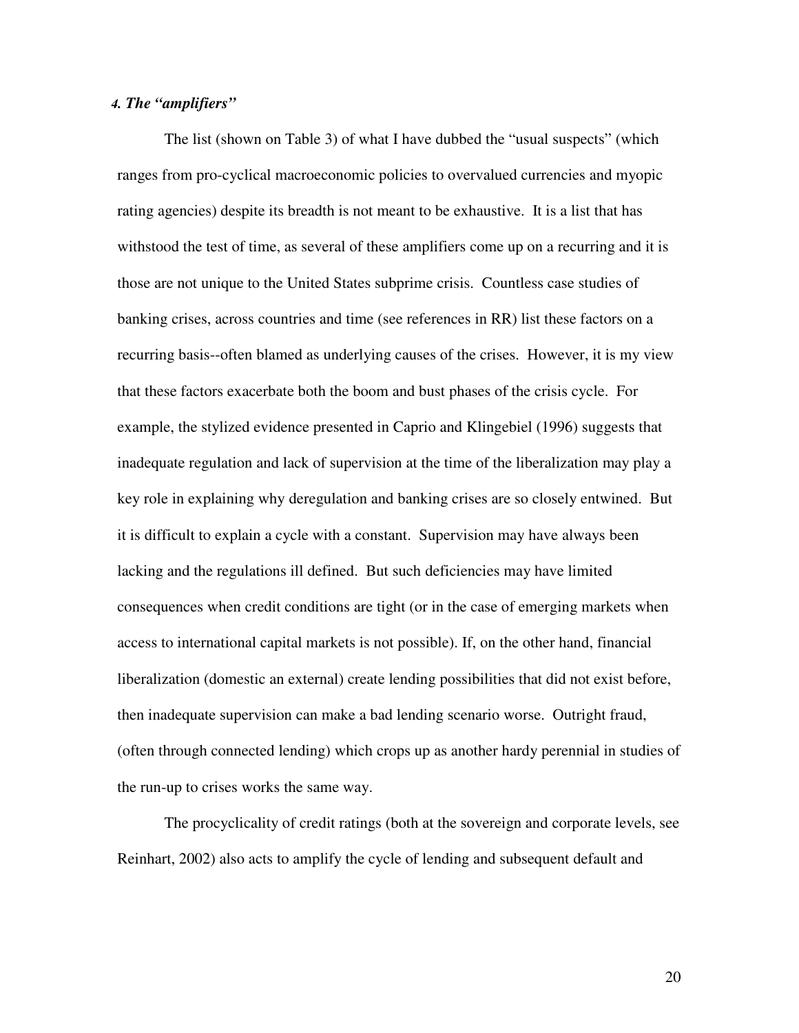### *4. The "amplifiers"*

The list (shown on Table 3) of what I have dubbed the "usual suspects" (which ranges from pro-cyclical macroeconomic policies to overvalued currencies and myopic rating agencies) despite its breadth is not meant to be exhaustive. It is a list that has withstood the test of time, as several of these amplifiers come up on a recurring and it is those are not unique to the United States subprime crisis. Countless case studies of banking crises, across countries and time (see references in RR) list these factors on a recurring basis--often blamed as underlying causes of the crises. However, it is my view that these factors exacerbate both the boom and bust phases of the crisis cycle. For example, the stylized evidence presented in Caprio and Klingebiel (1996) suggests that inadequate regulation and lack of supervision at the time of the liberalization may play a key role in explaining why deregulation and banking crises are so closely entwined. But it is difficult to explain a cycle with a constant. Supervision may have always been lacking and the regulations ill defined. But such deficiencies may have limited consequences when credit conditions are tight (or in the case of emerging markets when access to international capital markets is not possible). If, on the other hand, financial liberalization (domestic an external) create lending possibilities that did not exist before, then inadequate supervision can make a bad lending scenario worse. Outright fraud, (often through connected lending) which crops up as another hardy perennial in studies of the run-up to crises works the same way.

The procyclicality of credit ratings (both at the sovereign and corporate levels, see Reinhart, 2002) also acts to amplify the cycle of lending and subsequent default and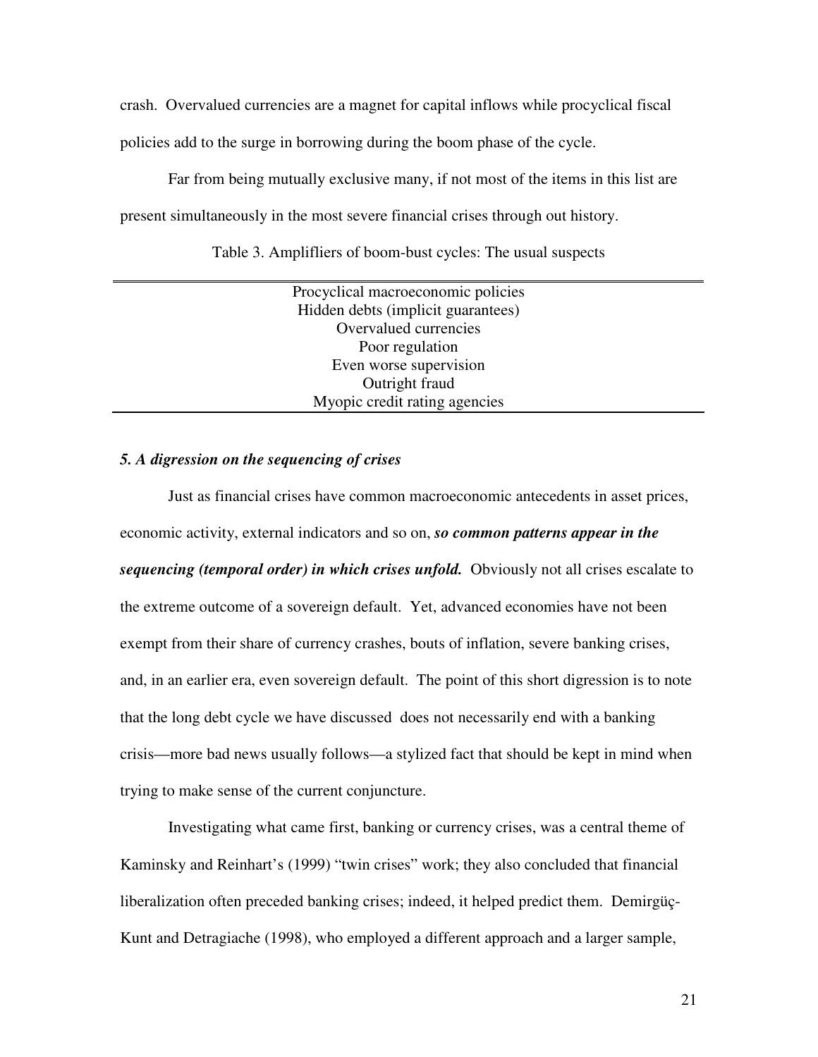crash. Overvalued currencies are a magnet for capital inflows while procyclical fiscal policies add to the surge in borrowing during the boom phase of the cycle.

Far from being mutually exclusive many, if not most of the items in this list are present simultaneously in the most severe financial crises through out history.

Table 3. Amplifliers of boom-bust cycles: The usual suspects

| |
|---|
| Procyclical macroeconomic policies |
| Hidden debts (implicit guarantees) |
| Overvalued currencies |
| Poor regulation |
| Even worse supervision |
| Outright fraud |
| Myopic credit rating agencies |

### *5. A digression on the sequencing of crises*

Just as financial crises have common macroeconomic antecedents in asset prices, economic activity, external indicators and so on, ***so common patterns appear in the sequencing (temporal order) in which crises unfold.*** Obviously not all crises escalate to the extreme outcome of a sovereign default. Yet, advanced economies have not been exempt from their share of currency crashes, bouts of inflation, severe banking crises, and, in an earlier era, even sovereign default. The point of this short digression is to note that the long debt cycle we have discussed does not necessarily end with a banking crisis—more bad news usually follows—a stylized fact that should be kept in mind when trying to make sense of the current conjuncture.

Investigating what came first, banking or currency crises, was a central theme of Kaminsky and Reinhart's (1999) "twin crises" work; they also concluded that financial liberalization often preceded banking crises; indeed, it helped predict them. Demirgüç-Kunt and Detragiache (1998), who employed a different approach and a larger sample,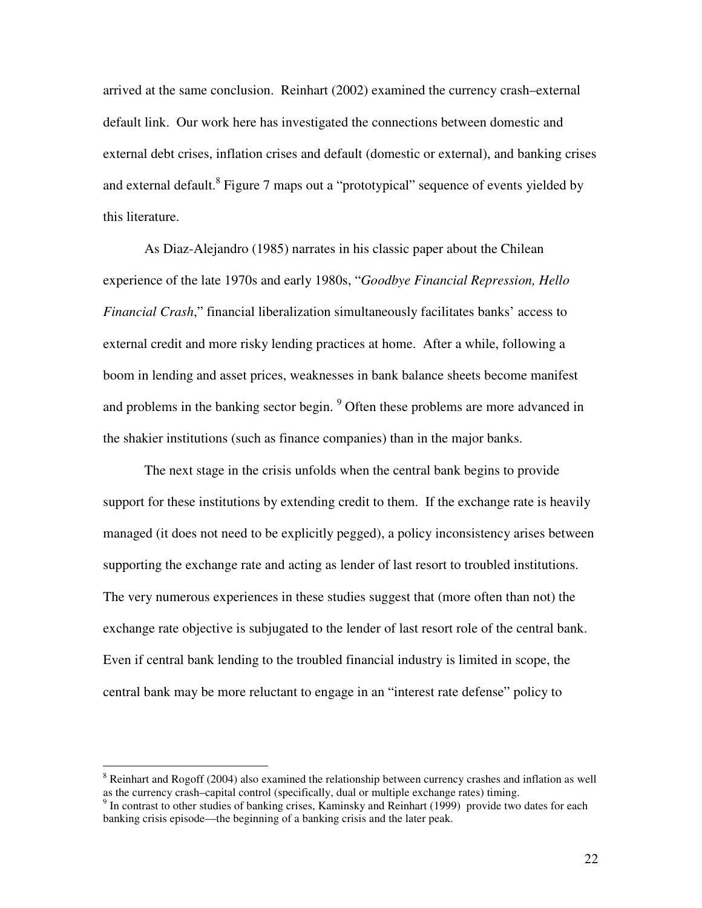arrived at the same conclusion. Reinhart (2002) examined the currency crash–external default link. Our work here has investigated the connections between domestic and external debt crises, inflation crises and default (domestic or external), and banking crises and external default.[8] Figure 7 maps out a "prototypical" sequence of events yielded by this literature.

As Diaz-Alejandro (1985) narrates in his classic paper about the Chilean experience of the late 1970s and early 1980s, "*Goodbye Financial Repression, Hello Financial Crash*," financial liberalization simultaneously facilitates banks' access to external credit and more risky lending practices at home. After a while, following a boom in lending and asset prices, weaknesses in bank balance sheets become manifest and problems in the banking sector begin. [9] Often these problems are more advanced in the shakier institutions (such as finance companies) than in the major banks.

The next stage in the crisis unfolds when the central bank begins to provide support for these institutions by extending credit to them. If the exchange rate is heavily managed (it does not need to be explicitly pegged), a policy inconsistency arises between supporting the exchange rate and acting as lender of last resort to troubled institutions. The very numerous experiences in these studies suggest that (more often than not) the exchange rate objective is subjugated to the lender of last resort role of the central bank. Even if central bank lending to the troubled financial industry is limited in scope, the central bank may be more reluctant to engage in an "interest rate defense" policy to

---

[8] Reinhart and Rogoff (2004) also examined the relationship between currency crashes and inflation as well as the currency crash–capital control (specifically, dual or multiple exchange rates) timing.

[9] In contrast to other studies of banking crises, Kaminsky and Reinhart (1999) provide two dates for each banking crisis episode—the beginning of a banking crisis and the later peak.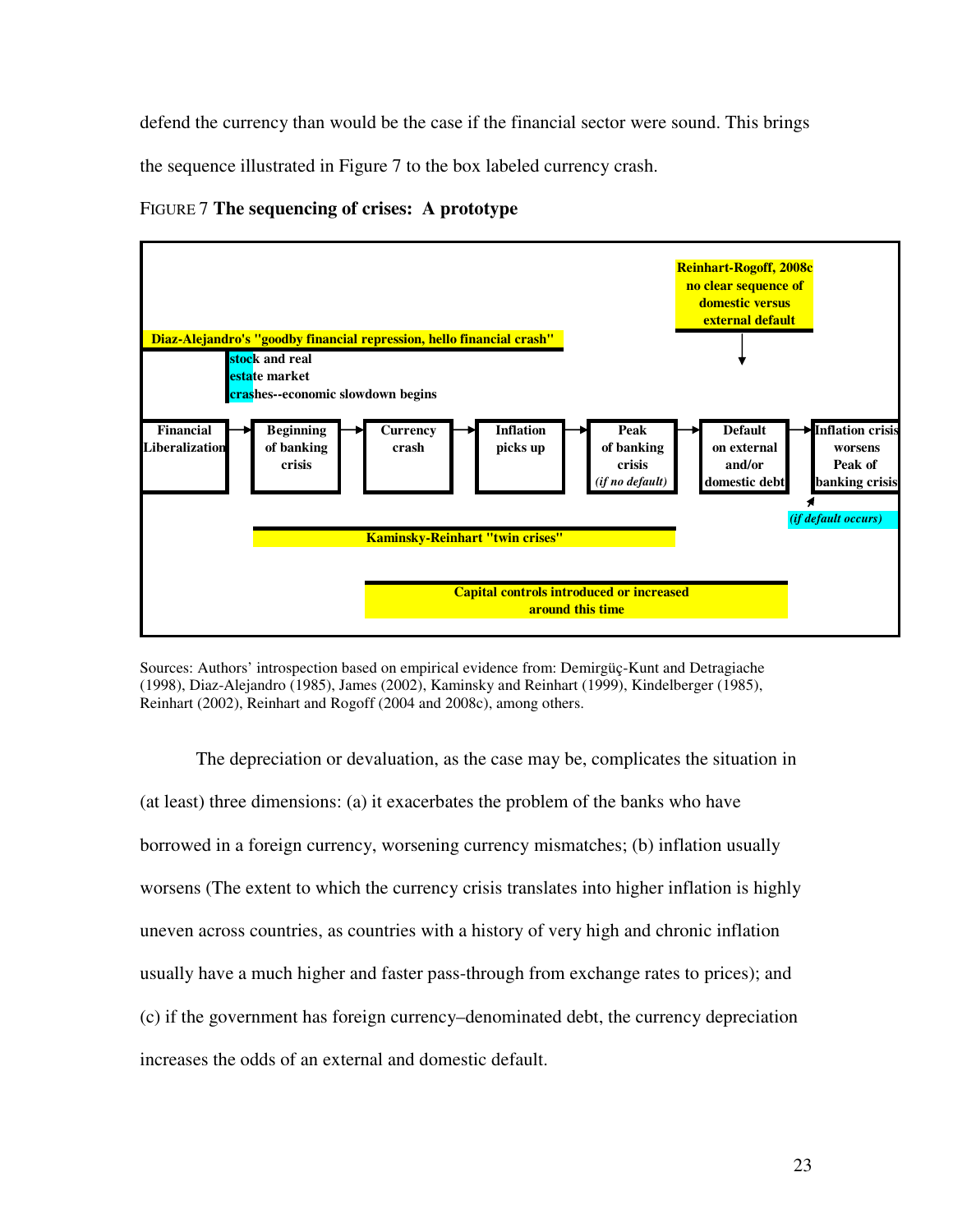defend the currency than would be the case if the financial sector were sound. This brings the sequence illustrated in Figure 7 to the box labeled currency crash.

FIGURE 7 **The sequencing of crises: A prototype**

**Reinhart-Rogoff, 2008c no clear sequence of domestic versus external default**

**Diaz-Alejandro's "goodby financial repression, hello financial crash"**

**stock and real estate market crashes--economic slowdown begins**

**Financial Liberalization** → **Beginning of banking crisis** → **Currency crash** → **Inflation picks up** → **Peak of banking crisis** ***(if no default)*** → **Default on external and/or domestic debt** → **Inflation crisis worsens Peak of banking crisis**

***(if default occurs)***

**Kaminsky-Reinhart "twin crises"**

**Capital controls introduced or increased around this time**

Sources: Authors' introspection based on empirical evidence from: Demirgüç-Kunt and Detragiache (1998), Diaz-Alejandro (1985), James (2002), Kaminsky and Reinhart (1999), Kindelberger (1985), Reinhart (2002), Reinhart and Rogoff (2004 and 2008c), among others.

The depreciation or devaluation, as the case may be, complicates the situation in (at least) three dimensions: (a) it exacerbates the problem of the banks who have borrowed in a foreign currency, worsening currency mismatches; (b) inflation usually worsens (The extent to which the currency crisis translates into higher inflation is highly uneven across countries, as countries with a history of very high and chronic inflation usually have a much higher and faster pass-through from exchange rates to prices); and (c) if the government has foreign currency–denominated debt, the currency depreciation increases the odds of an external and domestic default.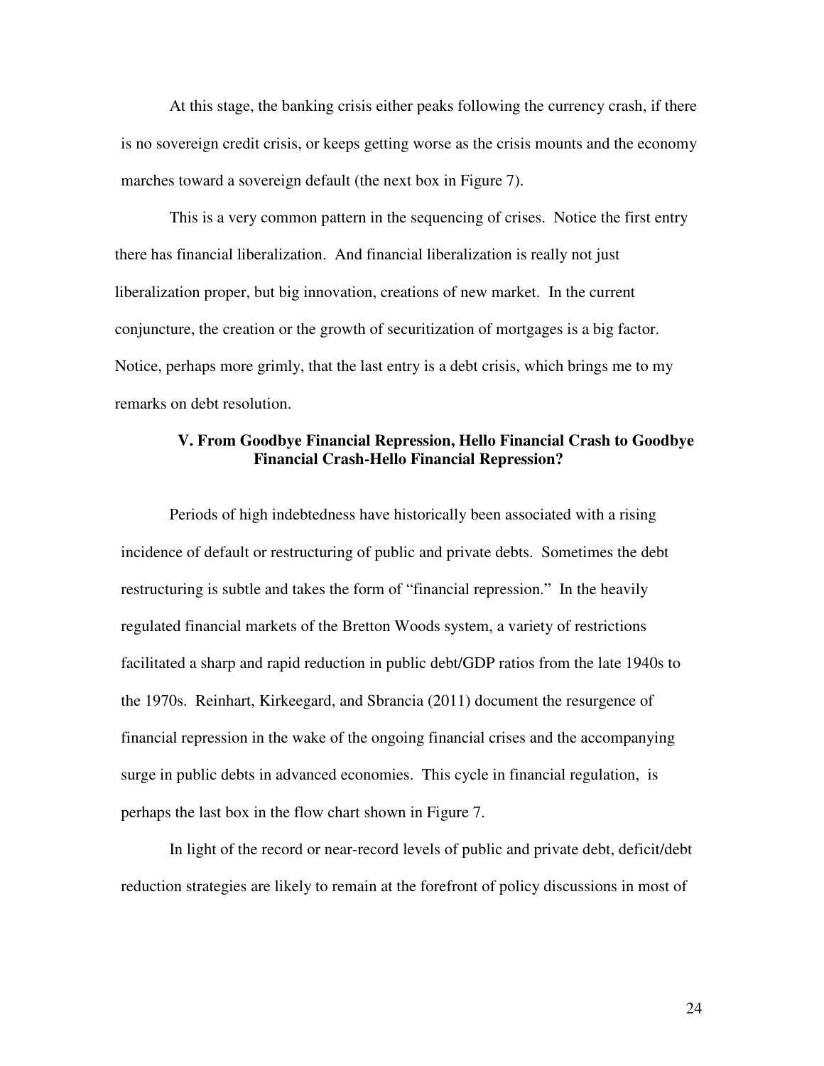At this stage, the banking crisis either peaks following the currency crash, if there is no sovereign credit crisis, or keeps getting worse as the crisis mounts and the economy marches toward a sovereign default (the next box in Figure 7).

This is a very common pattern in the sequencing of crises. Notice the first entry there has financial liberalization. And financial liberalization is really not just liberalization proper, but big innovation, creations of new market. In the current conjuncture, the creation or the growth of securitization of mortgages is a big factor. Notice, perhaps more grimly, that the last entry is a debt crisis, which brings me to my remarks on debt resolution.

## V. From Goodbye Financial Repression, Hello Financial Crash to Goodbye Financial Crash-Hello Financial Repression?

Periods of high indebtedness have historically been associated with a rising incidence of default or restructuring of public and private debts. Sometimes the debt restructuring is subtle and takes the form of "financial repression." In the heavily regulated financial markets of the Bretton Woods system, a variety of restrictions facilitated a sharp and rapid reduction in public debt/GDP ratios from the late 1940s to the 1970s. Reinhart, Kirkeegard, and Sbrancia (2011) document the resurgence of financial repression in the wake of the ongoing financial crises and the accompanying surge in public debts in advanced economies. This cycle in financial regulation, is perhaps the last box in the flow chart shown in Figure 7.

In light of the record or near-record levels of public and private debt, deficit/debt reduction strategies are likely to remain at the forefront of policy discussions in most of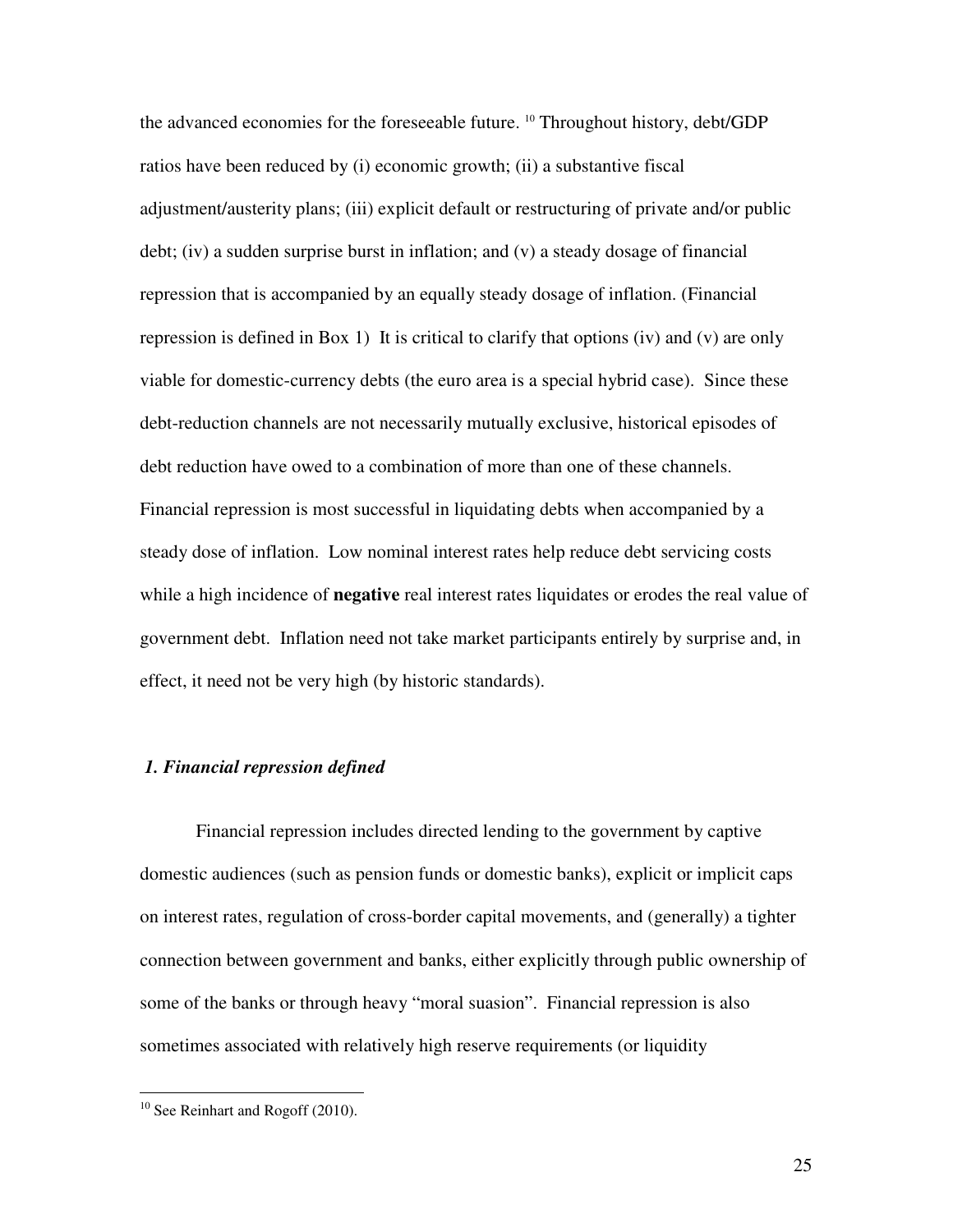the advanced economies for the foreseeable future. [10] Throughout history, debt/GDP ratios have been reduced by (i) economic growth; (ii) a substantive fiscal adjustment/austerity plans; (iii) explicit default or restructuring of private and/or public debt; (iv) a sudden surprise burst in inflation; and (v) a steady dosage of financial repression that is accompanied by an equally steady dosage of inflation. (Financial repression is defined in Box 1) It is critical to clarify that options (iv) and (v) are only viable for domestic-currency debts (the euro area is a special hybrid case). Since these debt-reduction channels are not necessarily mutually exclusive, historical episodes of debt reduction have owed to a combination of more than one of these channels. Financial repression is most successful in liquidating debts when accompanied by a steady dose of inflation. Low nominal interest rates help reduce debt servicing costs while a high incidence of **negative** real interest rates liquidates or erodes the real value of government debt. Inflation need not take market participants entirely by surprise and, in effect, it need not be very high (by historic standards).

### *1. Financial repression defined*

Financial repression includes directed lending to the government by captive domestic audiences (such as pension funds or domestic banks), explicit or implicit caps on interest rates, regulation of cross-border capital movements, and (generally) a tighter connection between government and banks, either explicitly through public ownership of some of the banks or through heavy "moral suasion". Financial repression is also sometimes associated with relatively high reserve requirements (or liquidity

[10] See Reinhart and Rogoff (2010).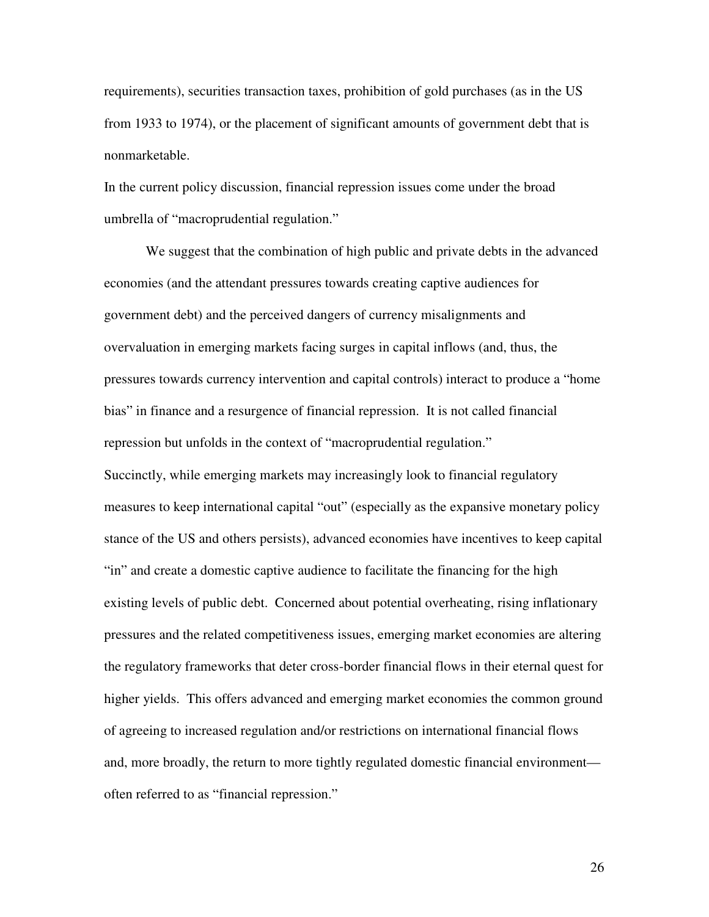requirements), securities transaction taxes, prohibition of gold purchases (as in the US from 1933 to 1974), or the placement of significant amounts of government debt that is nonmarketable.

In the current policy discussion, financial repression issues come under the broad umbrella of "macroprudential regulation."

We suggest that the combination of high public and private debts in the advanced economies (and the attendant pressures towards creating captive audiences for government debt) and the perceived dangers of currency misalignments and overvaluation in emerging markets facing surges in capital inflows (and, thus, the pressures towards currency intervention and capital controls) interact to produce a "home bias" in finance and a resurgence of financial repression. It is not called financial repression but unfolds in the context of "macroprudential regulation."

Succinctly, while emerging markets may increasingly look to financial regulatory measures to keep international capital "out" (especially as the expansive monetary policy stance of the US and others persists), advanced economies have incentives to keep capital "in" and create a domestic captive audience to facilitate the financing for the high existing levels of public debt. Concerned about potential overheating, rising inflationary pressures and the related competitiveness issues, emerging market economies are altering the regulatory frameworks that deter cross-border financial flows in their eternal quest for higher yields. This offers advanced and emerging market economies the common ground of agreeing to increased regulation and/or restrictions on international financial flows and, more broadly, the return to more tightly regulated domestic financial environment—often referred to as "financial repression."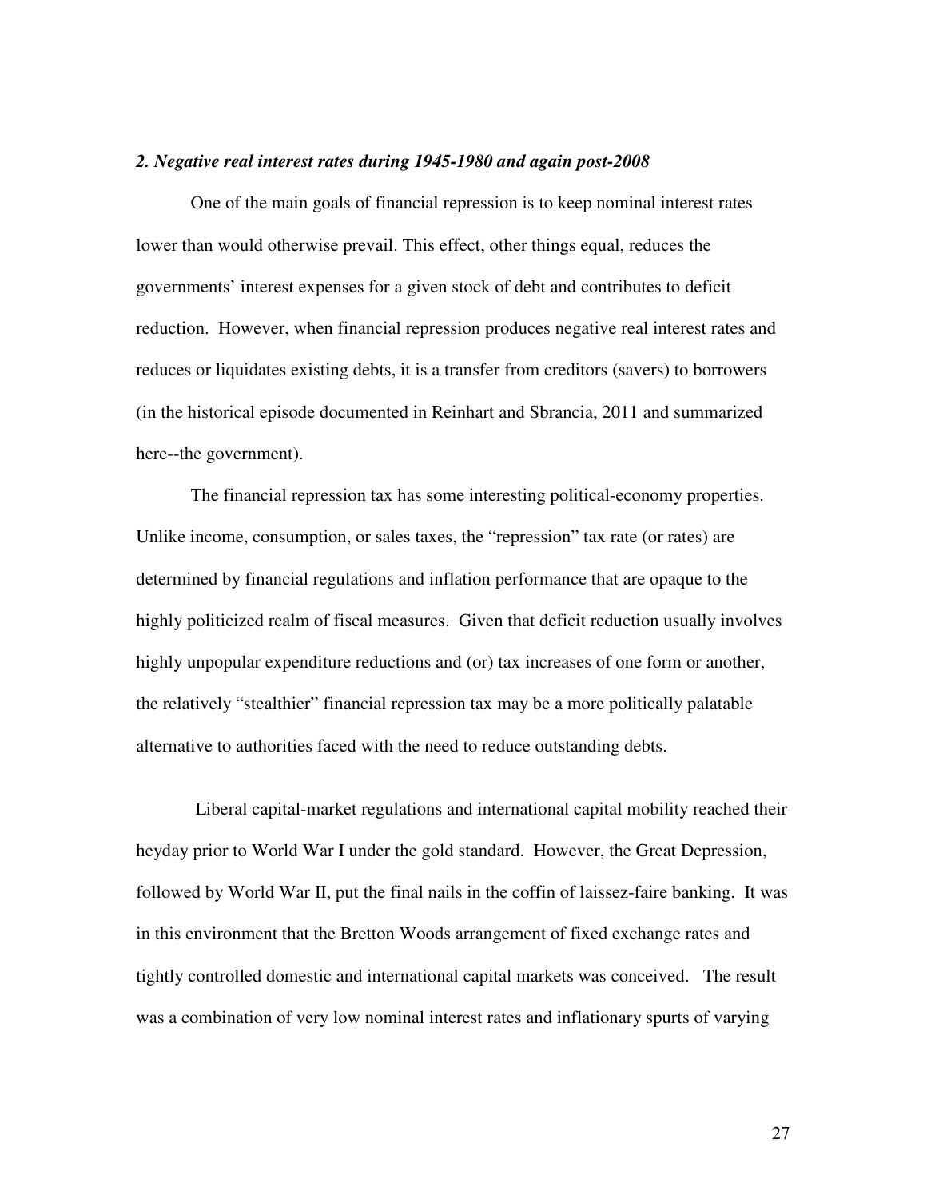### *2. Negative real interest rates during 1945-1980 and again post-2008*

One of the main goals of financial repression is to keep nominal interest rates lower than would otherwise prevail. This effect, other things equal, reduces the governments' interest expenses for a given stock of debt and contributes to deficit reduction. However, when financial repression produces negative real interest rates and reduces or liquidates existing debts, it is a transfer from creditors (savers) to borrowers (in the historical episode documented in Reinhart and Sbrancia, 2011 and summarized here--the government).

The financial repression tax has some interesting political-economy properties. Unlike income, consumption, or sales taxes, the "repression" tax rate (or rates) are determined by financial regulations and inflation performance that are opaque to the highly politicized realm of fiscal measures. Given that deficit reduction usually involves highly unpopular expenditure reductions and (or) tax increases of one form or another, the relatively "stealthier" financial repression tax may be a more politically palatable alternative to authorities faced with the need to reduce outstanding debts.

Liberal capital-market regulations and international capital mobility reached their heyday prior to World War I under the gold standard. However, the Great Depression, followed by World War II, put the final nails in the coffin of laissez-faire banking. It was in this environment that the Bretton Woods arrangement of fixed exchange rates and tightly controlled domestic and international capital markets was conceived. The result was a combination of very low nominal interest rates and inflationary spurts of varying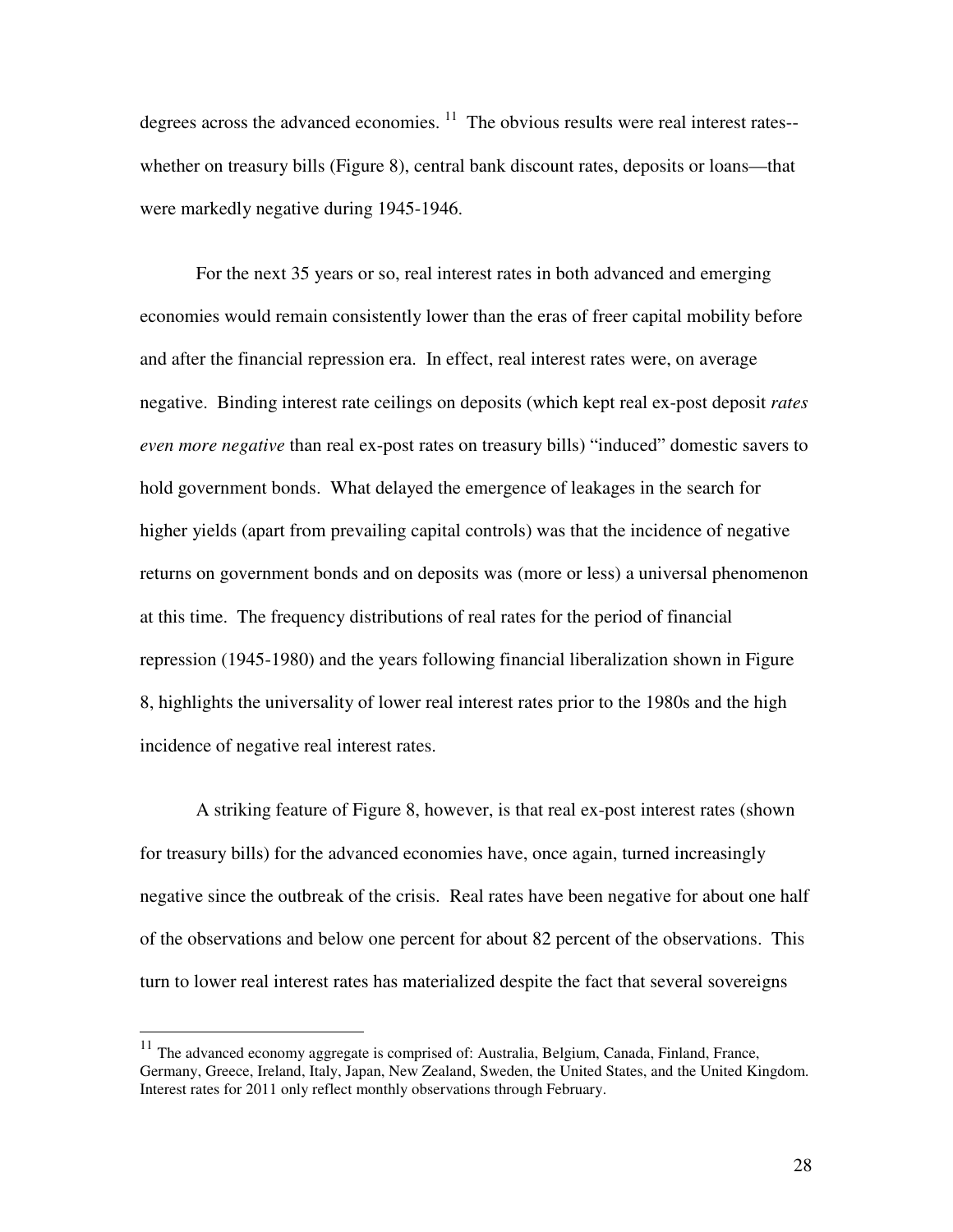degrees across the advanced economies. [11] The obvious results were real interest rates--whether on treasury bills (Figure 8), central bank discount rates, deposits or loans—that were markedly negative during 1945-1946.

For the next 35 years or so, real interest rates in both advanced and emerging economies would remain consistently lower than the eras of freer capital mobility before and after the financial repression era. In effect, real interest rates were, on average negative. Binding interest rate ceilings on deposits (which kept real ex-post deposit *rates even more negative* than real ex-post rates on treasury bills) "induced" domestic savers to hold government bonds. What delayed the emergence of leakages in the search for higher yields (apart from prevailing capital controls) was that the incidence of negative returns on government bonds and on deposits was (more or less) a universal phenomenon at this time. The frequency distributions of real rates for the period of financial repression (1945-1980) and the years following financial liberalization shown in Figure 8, highlights the universality of lower real interest rates prior to the 1980s and the high incidence of negative real interest rates.

A striking feature of Figure 8, however, is that real ex-post interest rates (shown for treasury bills) for the advanced economies have, once again, turned increasingly negative since the outbreak of the crisis. Real rates have been negative for about one half of the observations and below one percent for about 82 percent of the observations. This turn to lower real interest rates has materialized despite the fact that several sovereigns

---

[11] The advanced economy aggregate is comprised of: Australia, Belgium, Canada, Finland, France, Germany, Greece, Ireland, Italy, Japan, New Zealand, Sweden, the United States, and the United Kingdom. Interest rates for 2011 only reflect monthly observations through February.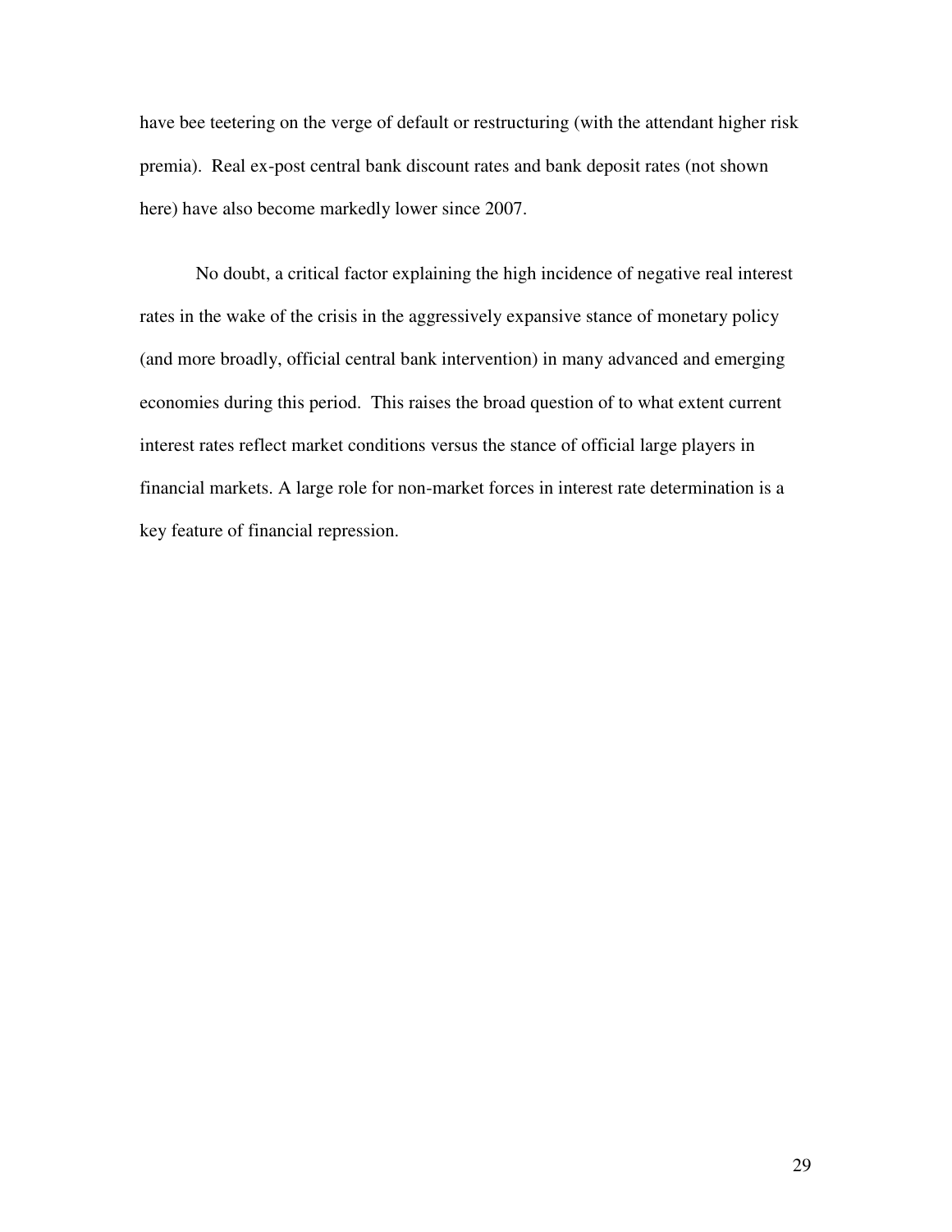have bee teetering on the verge of default or restructuring (with the attendant higher risk premia). Real ex-post central bank discount rates and bank deposit rates (not shown here) have also become markedly lower since 2007.

No doubt, a critical factor explaining the high incidence of negative real interest rates in the wake of the crisis in the aggressively expansive stance of monetary policy (and more broadly, official central bank intervention) in many advanced and emerging economies during this period. This raises the broad question of to what extent current interest rates reflect market conditions versus the stance of official large players in financial markets. A large role for non-market forces in interest rate determination is a key feature of financial repression.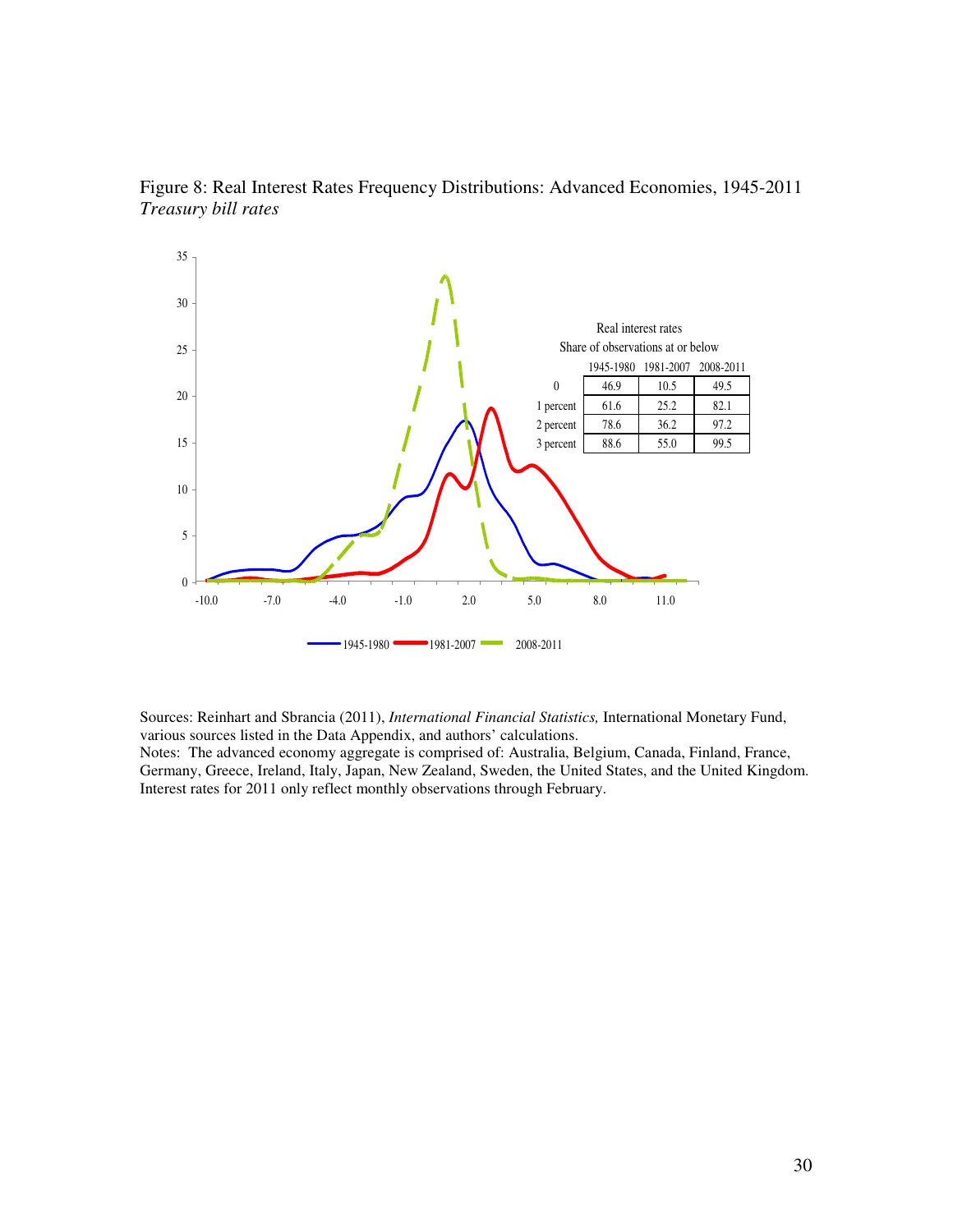Figure 8: Real Interest Rates Frequency Distributions: Advanced Economies, 1945-2011
*Treasury bill rates*

Real interest rates
Share of observations at or below

| | 1945-1980 | 1981-2007 | 2008-2011 |
|---|---|---|---|
| 0 | 46.9 | 10.5 | 49.5 |
| 1 percent | 61.6 | 25.2 | 82.1 |
| 2 percent | 78.6 | 36.2 | 97.2 |
| 3 percent | 88.6 | 55.0 | 99.5 |

Sources: Reinhart and Sbrancia (2011), *International Financial Statistics,* International Monetary Fund, various sources listed in the Data Appendix, and authors' calculations.
Notes: The advanced economy aggregate is comprised of: Australia, Belgium, Canada, Finland, France, Germany, Greece, Ireland, Italy, Japan, New Zealand, Sweden, the United States, and the United Kingdom. Interest rates for 2011 only reflect monthly observations through February.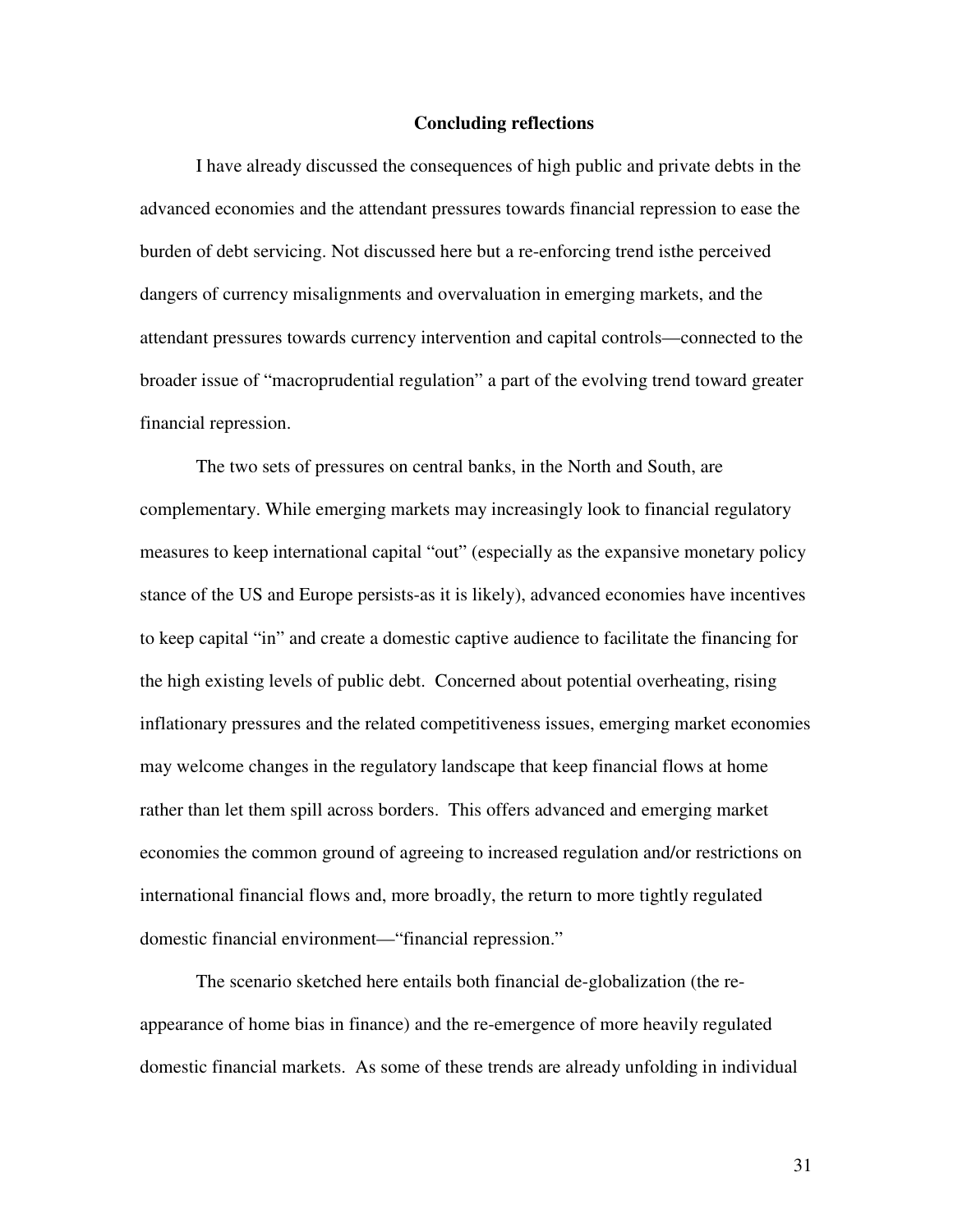## Concluding reflections

I have already discussed the consequences of high public and private debts in the advanced economies and the attendant pressures towards financial repression to ease the burden of debt servicing. Not discussed here but a re-enforcing trend isthe perceived dangers of currency misalignments and overvaluation in emerging markets, and the attendant pressures towards currency intervention and capital controls—connected to the broader issue of "macroprudential regulation" a part of the evolving trend toward greater financial repression.

The two sets of pressures on central banks, in the North and South, are complementary. While emerging markets may increasingly look to financial regulatory measures to keep international capital "out" (especially as the expansive monetary policy stance of the US and Europe persists-as it is likely), advanced economies have incentives to keep capital "in" and create a domestic captive audience to facilitate the financing for the high existing levels of public debt. Concerned about potential overheating, rising inflationary pressures and the related competitiveness issues, emerging market economies may welcome changes in the regulatory landscape that keep financial flows at home rather than let them spill across borders. This offers advanced and emerging market economies the common ground of agreeing to increased regulation and/or restrictions on international financial flows and, more broadly, the return to more tightly regulated domestic financial environment—"financial repression."

The scenario sketched here entails both financial de-globalization (the re-appearance of home bias in finance) and the re-emergence of more heavily regulated domestic financial markets. As some of these trends are already unfolding in individual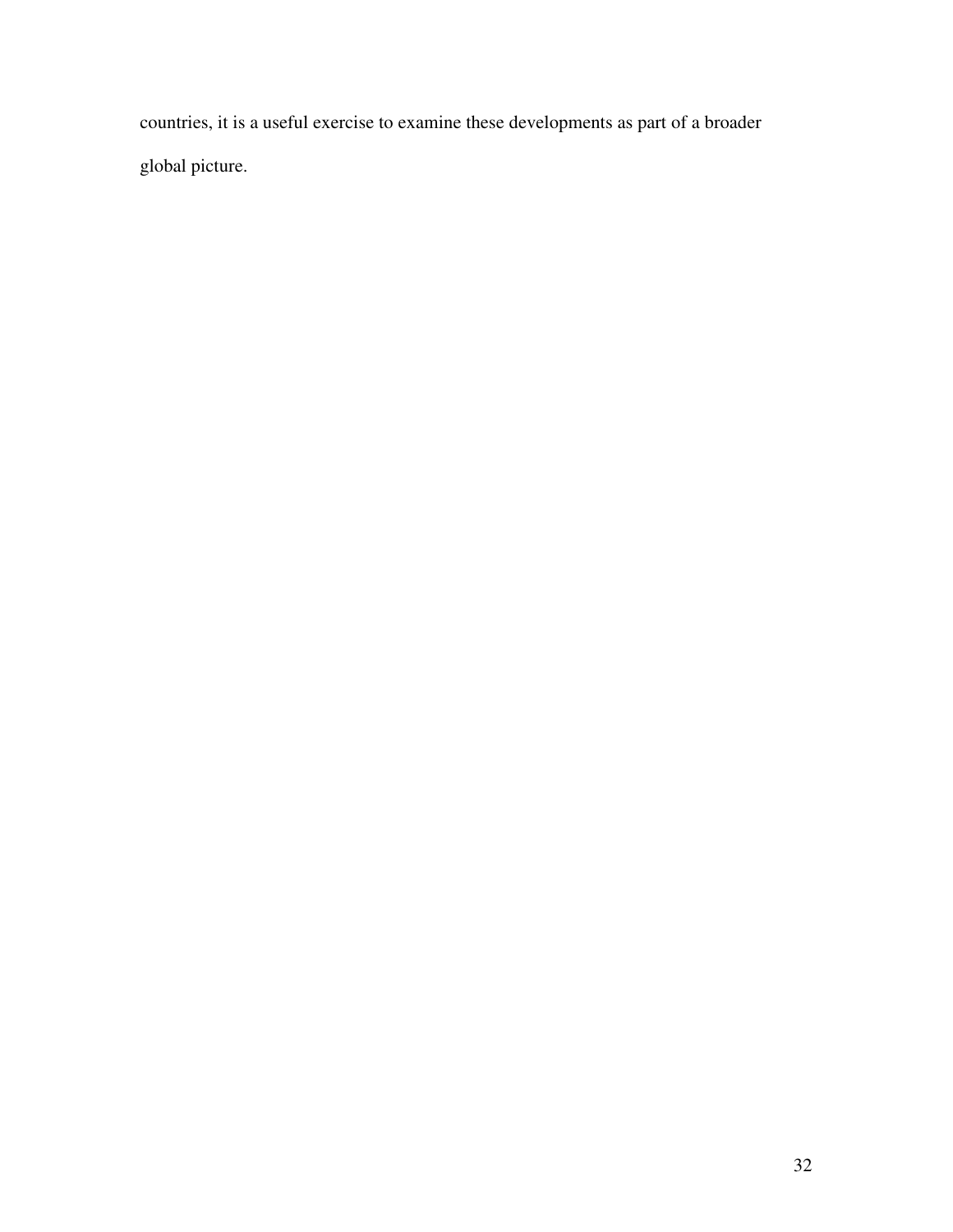countries, it is a useful exercise to examine these developments as part of a broader global picture.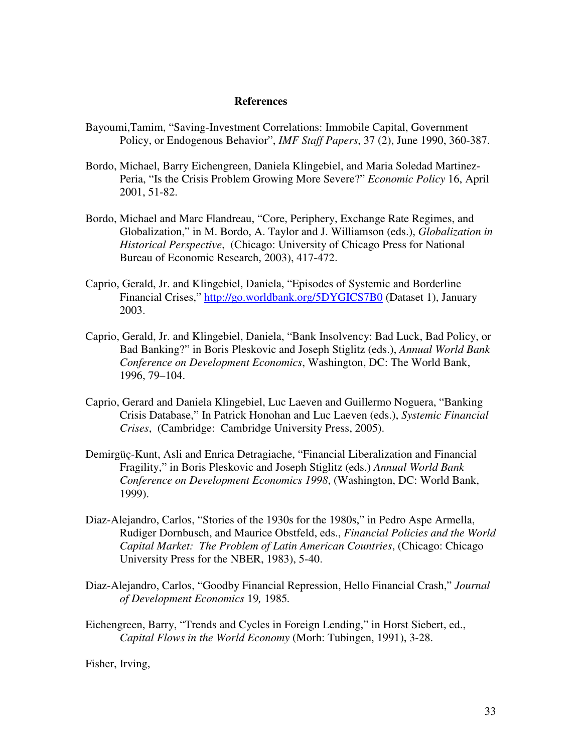## References

Bayoumi,Tamim, "Saving-Investment Correlations: Immobile Capital, Government Policy, or Endogenous Behavior", *IMF Staff Papers*, 37 (2), June 1990, 360-387.

Bordo, Michael, Barry Eichengreen, Daniela Klingebiel, and Maria Soledad Martinez-Peria, "Is the Crisis Problem Growing More Severe?" *Economic Policy* 16, April 2001, 51-82.

Bordo, Michael and Marc Flandreau, "Core, Periphery, Exchange Rate Regimes, and Globalization," in M. Bordo, A. Taylor and J. Williamson (eds.), *Globalization in Historical Perspective*, (Chicago: University of Chicago Press for National Bureau of Economic Research, 2003), 417-472.

Caprio, Gerald, Jr. and Klingebiel, Daniela, "Episodes of Systemic and Borderline Financial Crises," http://go.worldbank.org/5DYGICS7B0 (Dataset 1), January 2003.

Caprio, Gerald, Jr. and Klingebiel, Daniela, "Bank Insolvency: Bad Luck, Bad Policy, or Bad Banking?" in Boris Pleskovic and Joseph Stiglitz (eds.), *Annual World Bank Conference on Development Economics*, Washington, DC: The World Bank, 1996, 79–104.

Caprio, Gerard and Daniela Klingebiel, Luc Laeven and Guillermo Noguera, "Banking Crisis Database," In Patrick Honohan and Luc Laeven (eds.), *Systemic Financial Crises*, (Cambridge: Cambridge University Press, 2005).

Demirgüç-Kunt, Asli and Enrica Detragiache, "Financial Liberalization and Financial Fragility," in Boris Pleskovic and Joseph Stiglitz (eds.) *Annual World Bank Conference on Development Economics 1998*, (Washington, DC: World Bank, 1999).

Diaz-Alejandro, Carlos, "Stories of the 1930s for the 1980s," in Pedro Aspe Armella, Rudiger Dornbusch, and Maurice Obstfeld, eds., *Financial Policies and the World Capital Market: The Problem of Latin American Countries*, (Chicago: Chicago University Press for the NBER, 1983), 5-40.

Diaz-Alejandro, Carlos, "Goodby Financial Repression, Hello Financial Crash," *Journal of Development Economics* 19*,* 1985*.*

Eichengreen, Barry, "Trends and Cycles in Foreign Lending," in Horst Siebert, ed., *Capital Flows in the World Economy* (Morh: Tubingen, 1991), 3-28.

Fisher, Irving,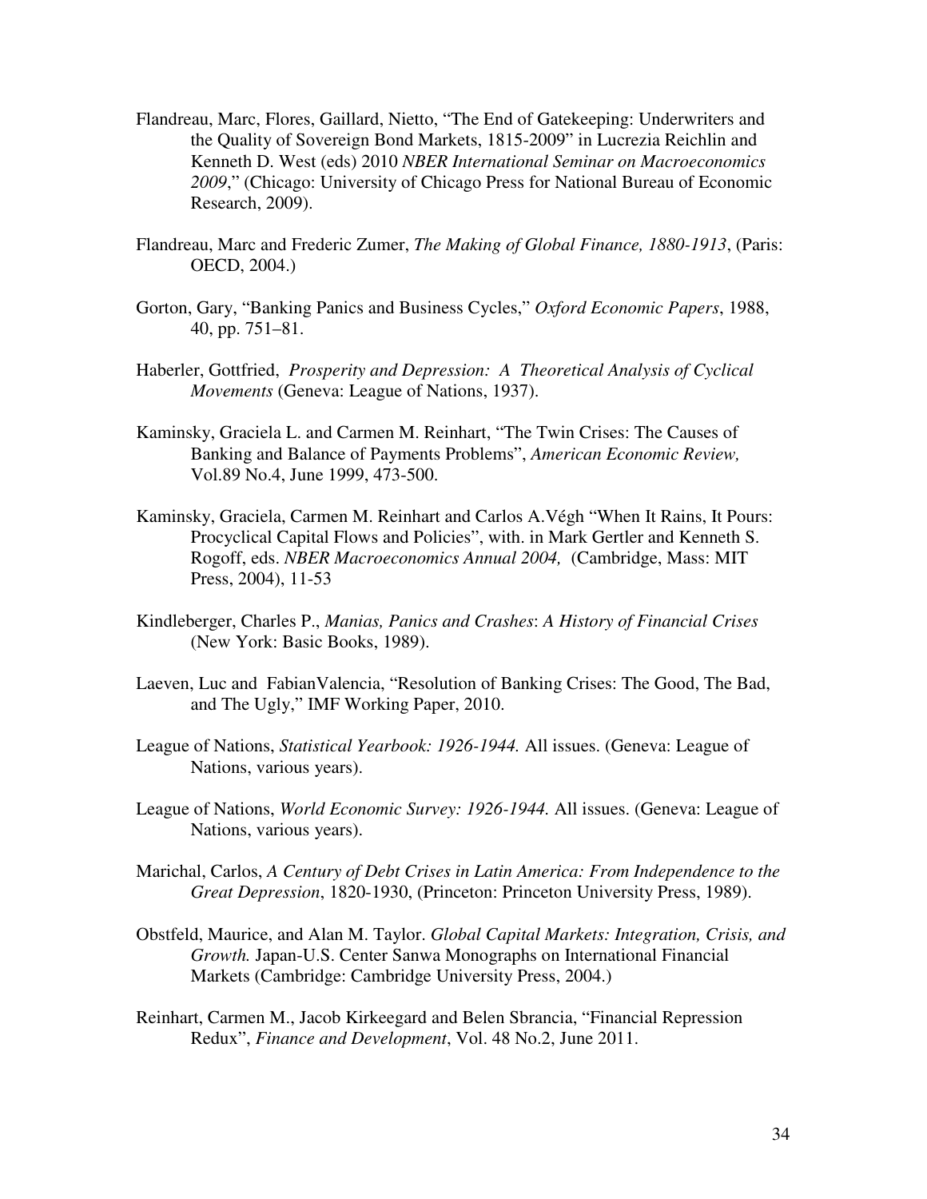Flandreau, Marc, Flores, Gaillard, Nietto, "The End of Gatekeeping: Underwriters and the Quality of Sovereign Bond Markets, 1815-2009" in Lucrezia Reichlin and Kenneth D. West (eds) 2010 *NBER International Seminar on Macroeconomics 2009*," (Chicago: University of Chicago Press for National Bureau of Economic Research, 2009).

Flandreau, Marc and Frederic Zumer, *The Making of Global Finance, 1880-1913*, (Paris: OECD, 2004.)

Gorton, Gary, "Banking Panics and Business Cycles," *Oxford Economic Papers*, 1988, 40, pp. 751–81.

Haberler, Gottfried, *Prosperity and Depression: A Theoretical Analysis of Cyclical Movements* (Geneva: League of Nations, 1937).

Kaminsky, Graciela L. and Carmen M. Reinhart, "The Twin Crises: The Causes of Banking and Balance of Payments Problems", *American Economic Review,* Vol.89 No.4, June 1999, 473-500.

Kaminsky, Graciela, Carmen M. Reinhart and Carlos A.Végh "When It Rains, It Pours: Procyclical Capital Flows and Policies", with. in Mark Gertler and Kenneth S. Rogoff, eds. *NBER Macroeconomics Annual 2004,* (Cambridge, Mass: MIT Press, 2004), 11-53

Kindleberger, Charles P., *Manias, Panics and Crashes*: *A History of Financial Crises* (New York: Basic Books, 1989).

Laeven, Luc and FabianValencia, "Resolution of Banking Crises: The Good, The Bad, and The Ugly," IMF Working Paper, 2010.

League of Nations, *Statistical Yearbook: 1926-1944.* All issues. (Geneva: League of Nations, various years).

League of Nations, *World Economic Survey: 1926-1944.* All issues. (Geneva: League of Nations, various years).

Marichal, Carlos, *A Century of Debt Crises in Latin America: From Independence to the Great Depression*, 1820-1930, (Princeton: Princeton University Press, 1989).

Obstfeld, Maurice, and Alan M. Taylor. *Global Capital Markets: Integration, Crisis, and Growth.* Japan-U.S. Center Sanwa Monographs on International Financial Markets (Cambridge: Cambridge University Press, 2004.)

Reinhart, Carmen M., Jacob Kirkeegard and Belen Sbrancia, "Financial Repression Redux", *Finance and Development*, Vol. 48 No.2, June 2011.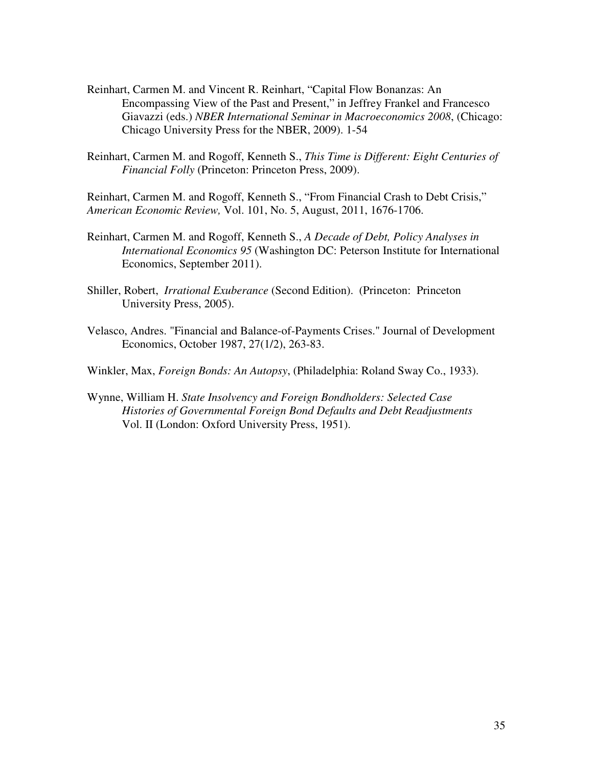Reinhart, Carmen M. and Vincent R. Reinhart, "Capital Flow Bonanzas: An Encompassing View of the Past and Present," in Jeffrey Frankel and Francesco Giavazzi (eds.) *NBER International Seminar in Macroeconomics 2008*, (Chicago: Chicago University Press for the NBER, 2009). 1-54

Reinhart, Carmen M. and Rogoff, Kenneth S., *This Time is Different: Eight Centuries of Financial Folly* (Princeton: Princeton Press, 2009).

Reinhart, Carmen M. and Rogoff, Kenneth S., "From Financial Crash to Debt Crisis," *American Economic Review,* Vol. 101, No. 5, August, 2011, 1676-1706.

Reinhart, Carmen M. and Rogoff, Kenneth S., *A Decade of Debt, Policy Analyses in International Economics 95* (Washington DC: Peterson Institute for International Economics, September 2011).

Shiller, Robert, *Irrational Exuberance* (Second Edition). (Princeton: Princeton University Press, 2005).

Velasco, Andres. "Financial and Balance-of-Payments Crises." Journal of Development Economics, October 1987, 27(1/2), 263-83.

Winkler, Max, *Foreign Bonds: An Autopsy*, (Philadelphia: Roland Sway Co., 1933).

Wynne, William H. *State Insolvency and Foreign Bondholders: Selected Case Histories of Governmental Foreign Bond Defaults and Debt Readjustments* Vol. II (London: Oxford University Press, 1951).